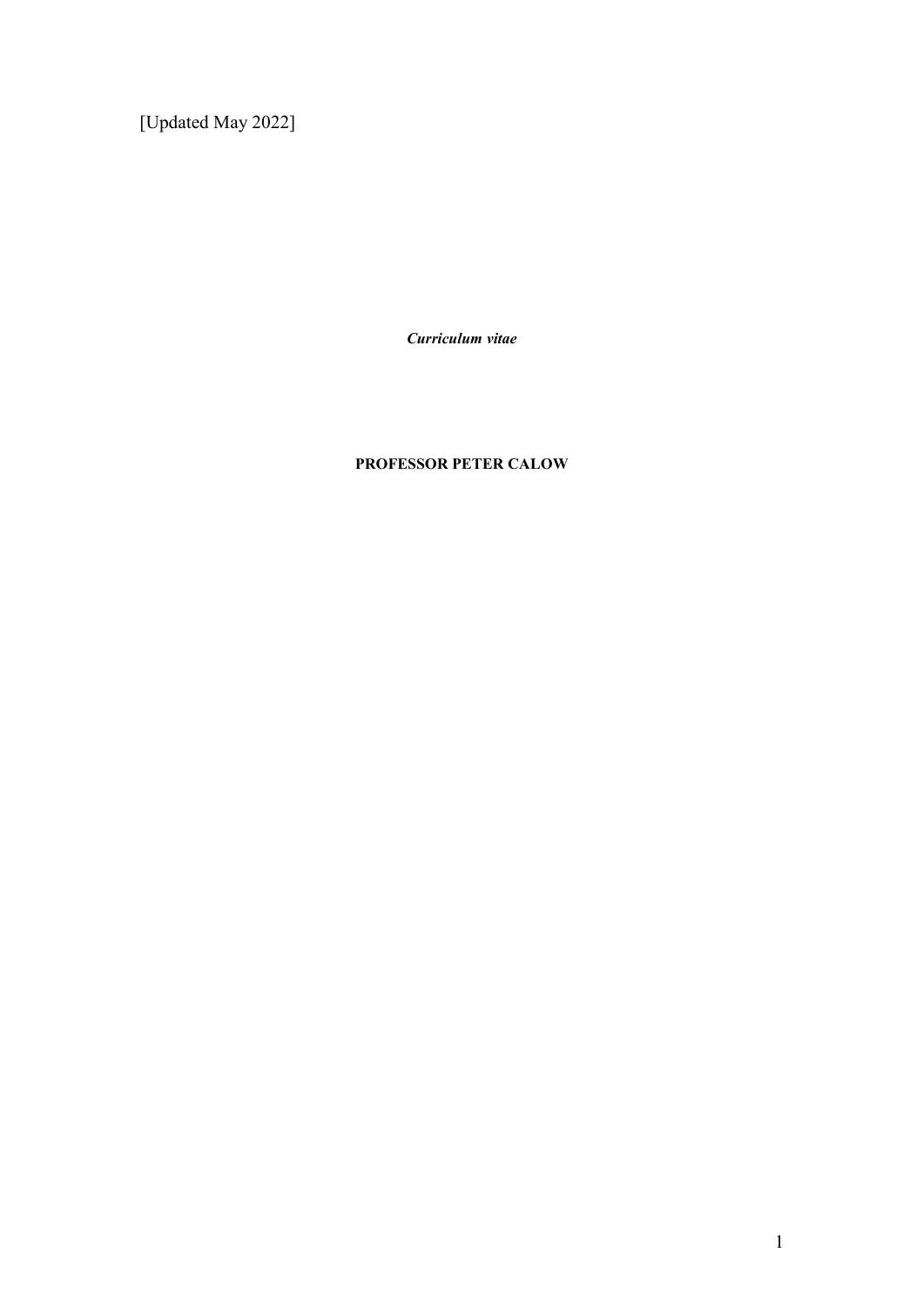[Updated May 2022]

***Curriculum vitae***

**PROFESSOR PETER CALOW**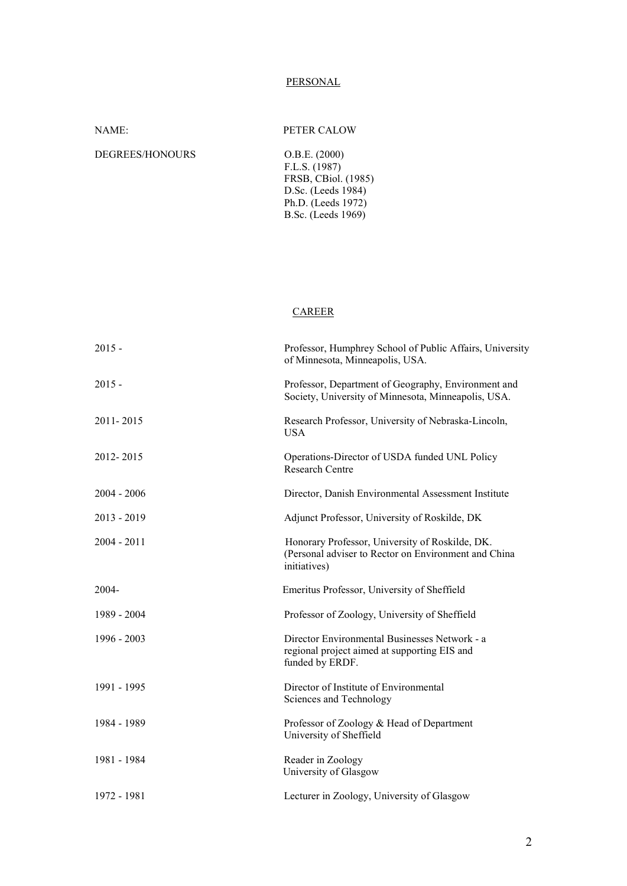## PERSONAL

| | |
|---|---|
| NAME: | PETER CALOW |
| DEGREES/HONOURS | O.B.E. (2000)<br>F.L.S. (1987)<br>FRSB, CBiol. (1985)<br>D.Sc. (Leeds 1984)<br>Ph.D. (Leeds 1972)<br>B.Sc. (Leeds 1969) |

## CAREER

| | |
|---|---|
| 2015 - | Professor, Humphrey School of Public Affairs, University of Minnesota, Minneapolis, USA. |
| 2015 - | Professor, Department of Geography, Environment and Society, University of Minnesota, Minneapolis, USA. |
| 2011- 2015 | Research Professor, University of Nebraska-Lincoln, USA |
| 2012- 2015 | Operations-Director of USDA funded UNL Policy Research Centre |
| 2004 - 2006 | Director, Danish Environmental Assessment Institute |
| 2013 - 2019 | Adjunct Professor, University of Roskilde, DK |
| 2004 - 2011 | Honorary Professor, University of Roskilde, DK. (Personal adviser to Rector on Environment and China initiatives) |
| 2004- | Emeritus Professor, University of Sheffield |
| 1989 - 2004 | Professor of Zoology, University of Sheffield |
| 1996 - 2003 | Director Environmental Businesses Network - a regional project aimed at supporting EIS and funded by ERDF. |
| 1991 - 1995 | Director of Institute of Environmental Sciences and Technology |
| 1984 - 1989 | Professor of Zoology & Head of Department University of Sheffield |
| 1981 - 1984 | Reader in Zoology University of Glasgow |
| 1972 - 1981 | Lecturer in Zoology, University of Glasgow |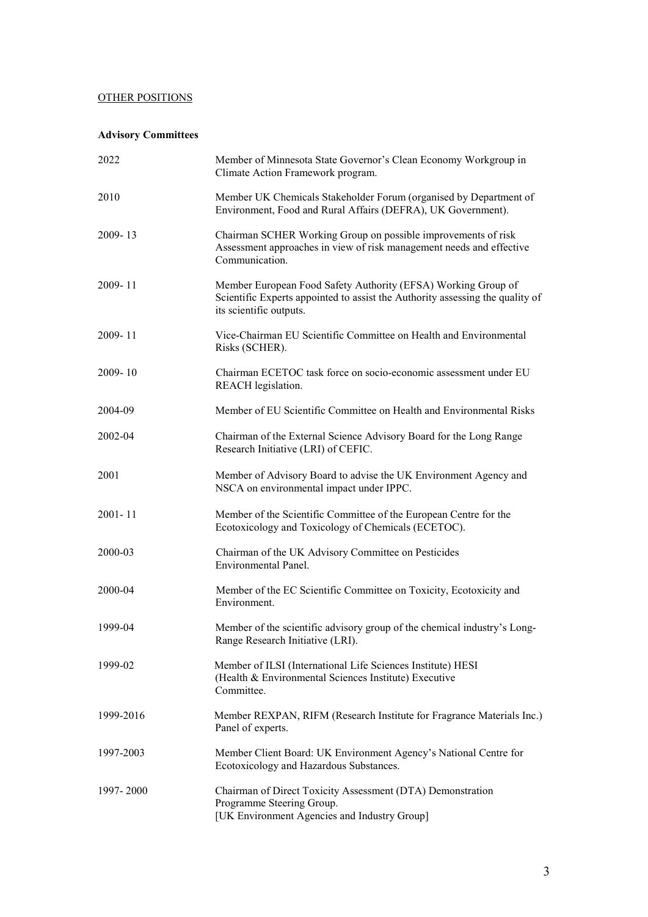OTHER POSITIONS

**Advisory Committees**

| | |
|---|---|
| 2022 | Member of Minnesota State Governor's Clean Economy Workgroup in Climate Action Framework program. |
| 2010 | Member UK Chemicals Stakeholder Forum (organised by Department of Environment, Food and Rural Affairs (DEFRA), UK Government). |
| 2009- 13 | Chairman SCHER Working Group on possible improvements of risk Assessment approaches in view of risk management needs and effective Communication. |
| 2009- 11 | Member European Food Safety Authority (EFSA) Working Group of Scientific Experts appointed to assist the Authority assessing the quality of its scientific outputs. |
| 2009- 11 | Vice-Chairman EU Scientific Committee on Health and Environmental Risks (SCHER). |
| 2009- 10 | Chairman ECETOC task force on socio-economic assessment under EU REACH legislation. |
| 2004-09 | Member of EU Scientific Committee on Health and Environmental Risks |
| 2002-04 | Chairman of the External Science Advisory Board for the Long Range Research Initiative (LRI) of CEFIC. |
| 2001 | Member of Advisory Board to advise the UK Environment Agency and NSCA on environmental impact under IPPC. |
| 2001- 11 | Member of the Scientific Committee of the European Centre for the Ecotoxicology and Toxicology of Chemicals (ECETOC). |
| 2000-03 | Chairman of the UK Advisory Committee on Pesticides Environmental Panel. |
| 2000-04 | Member of the EC Scientific Committee on Toxicity, Ecotoxicity and Environment. |
| 1999-04 | Member of the scientific advisory group of the chemical industry's Long-Range Research Initiative (LRI). |
| 1999-02 | Member of ILSI (International Life Sciences Institute) HESI (Health & Environmental Sciences Institute) Executive Committee. |
| 1999-2016 | Member REXPAN, RIFM (Research Institute for Fragrance Materials Inc.) Panel of experts. |
| 1997-2003 | Member Client Board: UK Environment Agency's National Centre for Ecotoxicology and Hazardous Substances. |
| 1997- 2000 | Chairman of Direct Toxicity Assessment (DTA) Demonstration Programme Steering Group. [UK Environment Agencies and Industry Group] |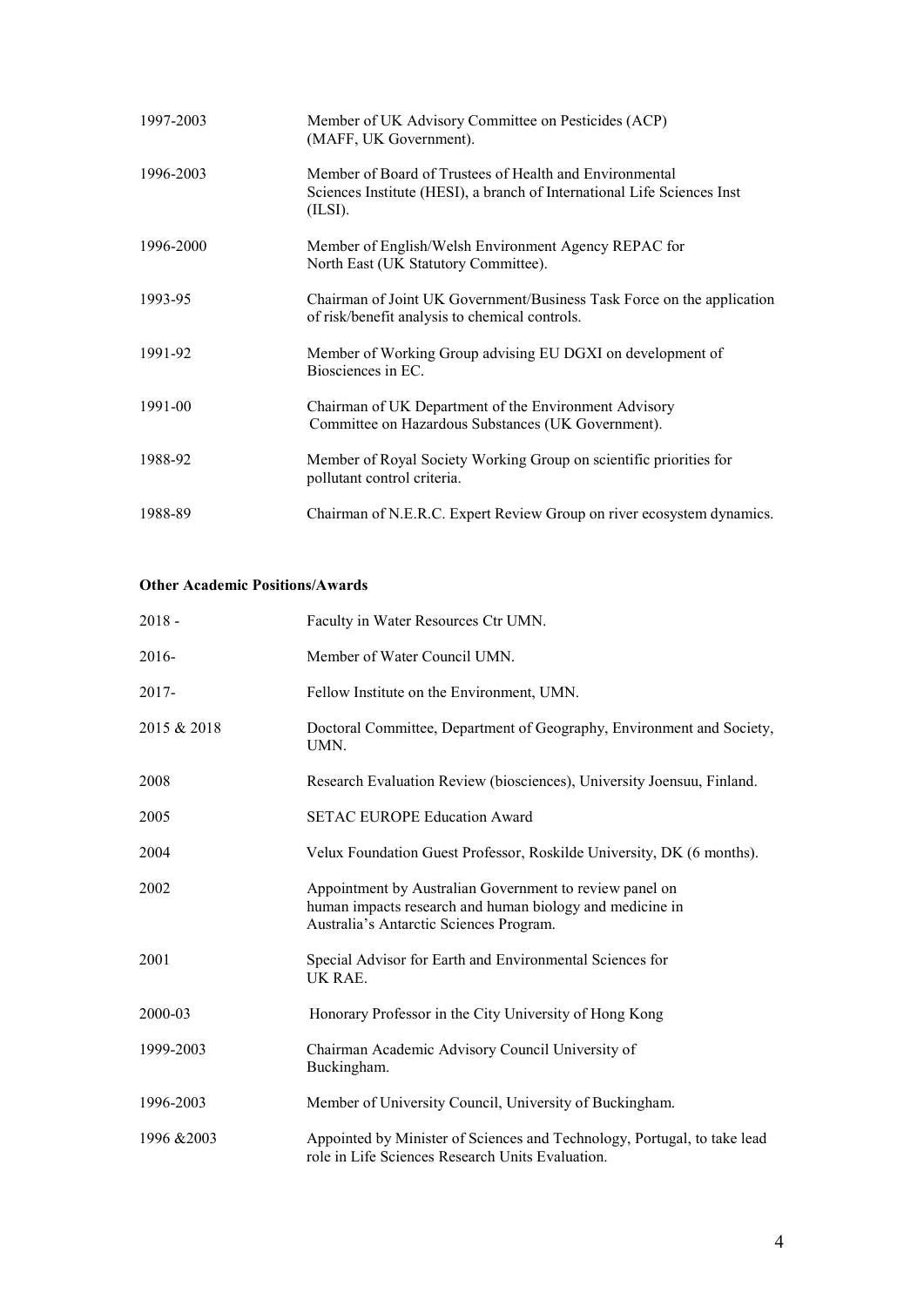| | |
|---|---|
| 1997-2003 | Member of UK Advisory Committee on Pesticides (ACP) (MAFF, UK Government). |
| 1996-2003 | Member of Board of Trustees of Health and Environmental Sciences Institute (HESI), a branch of International Life Sciences Inst (ILSI). |
| 1996-2000 | Member of English/Welsh Environment Agency REPAC for North East (UK Statutory Committee). |
| 1993-95 | Chairman of Joint UK Government/Business Task Force on the application of risk/benefit analysis to chemical controls. |
| 1991-92 | Member of Working Group advising EU DGXI on development of Biosciences in EC. |
| 1991-00 | Chairman of UK Department of the Environment Advisory Committee on Hazardous Substances (UK Government). |
| 1988-92 | Member of Royal Society Working Group on scientific priorities for pollutant control criteria. |
| 1988-89 | Chairman of N.E.R.C. Expert Review Group on river ecosystem dynamics. |

**Other Academic Positions/Awards**

| | |
|---|---|
| 2018 - | Faculty in Water Resources Ctr UMN. |
| 2016- | Member of Water Council UMN. |
| 2017- | Fellow Institute on the Environment, UMN. |
| 2015 & 2018 | Doctoral Committee, Department of Geography, Environment and Society, UMN. |
| 2008 | Research Evaluation Review (biosciences), University Joensuu, Finland. |
| 2005 | SETAC EUROPE Education Award |
| 2004 | Velux Foundation Guest Professor, Roskilde University, DK (6 months). |
| 2002 | Appointment by Australian Government to review panel on human impacts research and human biology and medicine in Australia's Antarctic Sciences Program. |
| 2001 | Special Advisor for Earth and Environmental Sciences for UK RAE. |
| 2000-03 | Honorary Professor in the City University of Hong Kong |
| 1999-2003 | Chairman Academic Advisory Council University of Buckingham. |
| 1996-2003 | Member of University Council, University of Buckingham. |
| 1996 &2003 | Appointed by Minister of Sciences and Technology, Portugal, to take lead role in Life Sciences Research Units Evaluation. |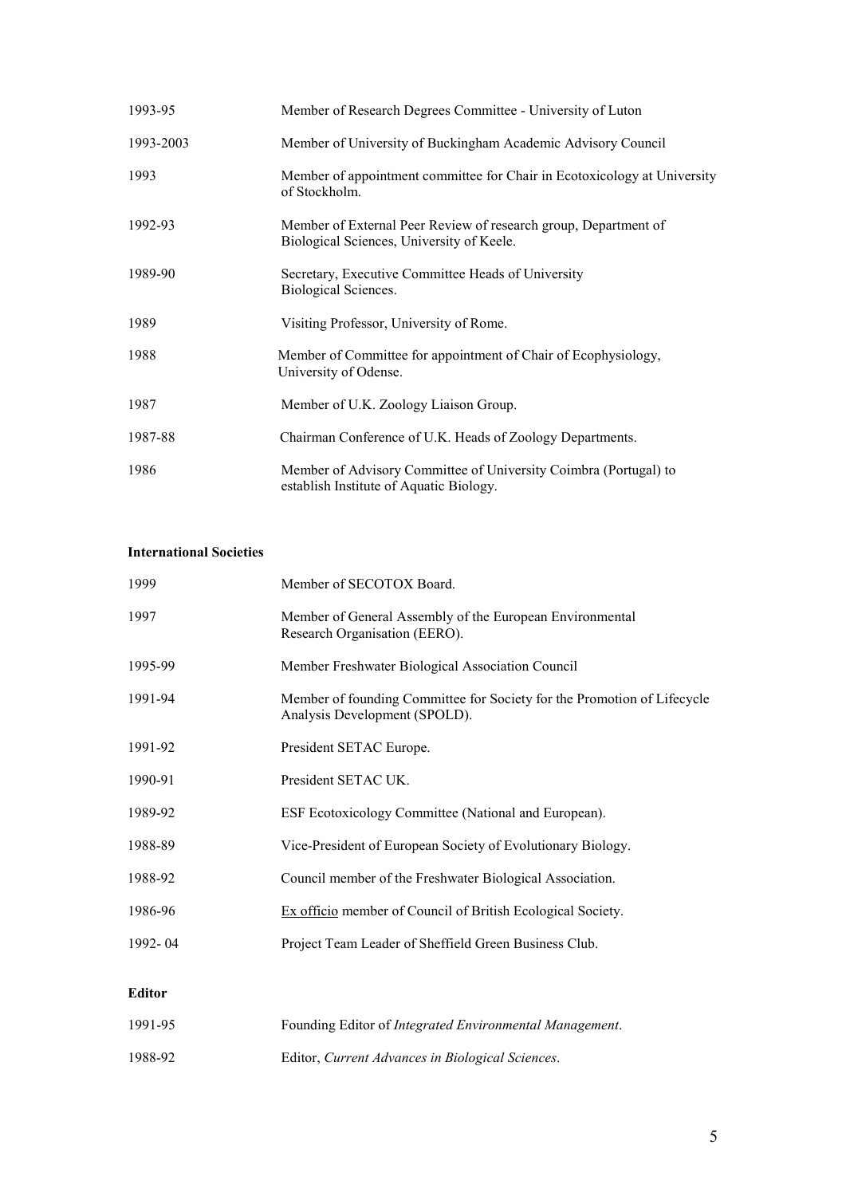| | |
|---|---|
| 1993-95 | Member of Research Degrees Committee - University of Luton |
| 1993-2003 | Member of University of Buckingham Academic Advisory Council |
| 1993 | Member of appointment committee for Chair in Ecotoxicology at University of Stockholm. |
| 1992-93 | Member of External Peer Review of research group, Department of Biological Sciences, University of Keele. |
| 1989-90 | Secretary, Executive Committee Heads of University Biological Sciences. |
| 1989 | Visiting Professor, University of Rome. |
| 1988 | Member of Committee for appointment of Chair of Ecophysiology, University of Odense. |
| 1987 | Member of U.K. Zoology Liaison Group. |
| 1987-88 | Chairman Conference of U.K. Heads of Zoology Departments. |
| 1986 | Member of Advisory Committee of University Coimbra (Portugal) to establish Institute of Aquatic Biology. |

**International Societies**

| | |
|---|---|
| 1999 | Member of SECOTOX Board. |
| 1997 | Member of General Assembly of the European Environmental Research Organisation (EERO). |
| 1995-99 | Member Freshwater Biological Association Council |
| 1991-94 | Member of founding Committee for Society for the Promotion of Lifecycle Analysis Development (SPOLD). |
| 1991-92 | President SETAC Europe. |
| 1990-91 | President SETAC UK. |
| 1989-92 | ESF Ecotoxicology Committee (National and European). |
| 1988-89 | Vice-President of European Society of Evolutionary Biology. |
| 1988-92 | Council member of the Freshwater Biological Association. |
| 1986-96 | Ex officio member of Council of British Ecological Society. |
| 1992- 04 | Project Team Leader of Sheffield Green Business Club. |

**Editor**

| | |
|---|---|
| 1991-95 | Founding Editor of *Integrated Environmental Management*. |
| 1988-92 | Editor, *Current Advances in Biological Sciences*. |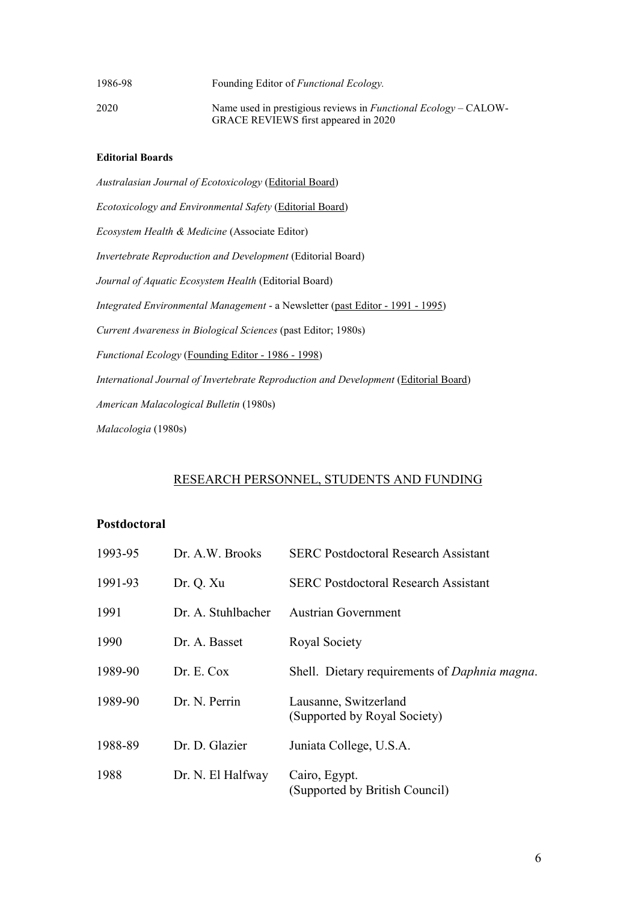| | |
|---|---|
| 1986-98 | Founding Editor of *Functional Ecology.* |
| 2020 | Name used in prestigious reviews in *Functional Ecology* – CALOW-GRACE REVIEWS first appeared in 2020 |

**Editorial Boards**

*Australasian Journal of Ecotoxicology* (Editorial Board)

*Ecotoxicology and Environmental Safety* (Editorial Board)

*Ecosystem Health & Medicine* (Associate Editor)

*Invertebrate Reproduction and Development* (Editorial Board)

*Journal of Aquatic Ecosystem Health* (Editorial Board)

*Integrated Environmental Management* - a Newsletter (past Editor - 1991 - 1995)

*Current Awareness in Biological Sciences* (past Editor; 1980s)

*Functional Ecology* (Founding Editor - 1986 - 1998)

*International Journal of Invertebrate Reproduction and Development* (Editorial Board)

*American Malacological Bulletin* (1980s)

*Malacologia* (1980s)

## RESEARCH PERSONNEL, STUDENTS AND FUNDING

### Postdoctoral

| | | |
|---|---|---|
| 1993-95 | Dr. A.W. Brooks | SERC Postdoctoral Research Assistant |
| 1991-93 | Dr. Q. Xu | SERC Postdoctoral Research Assistant |
| 1991 | Dr. A. Stuhlbacher | Austrian Government |
| 1990 | Dr. A. Basset | Royal Society |
| 1989-90 | Dr. E. Cox | Shell. Dietary requirements of *Daphnia magna*. |
| 1989-90 | Dr. N. Perrin | Lausanne, Switzerland (Supported by Royal Society) |
| 1988-89 | Dr. D. Glazier | Juniata College, U.S.A. |
| 1988 | Dr. N. El Halfway | Cairo, Egypt. (Supported by British Council) |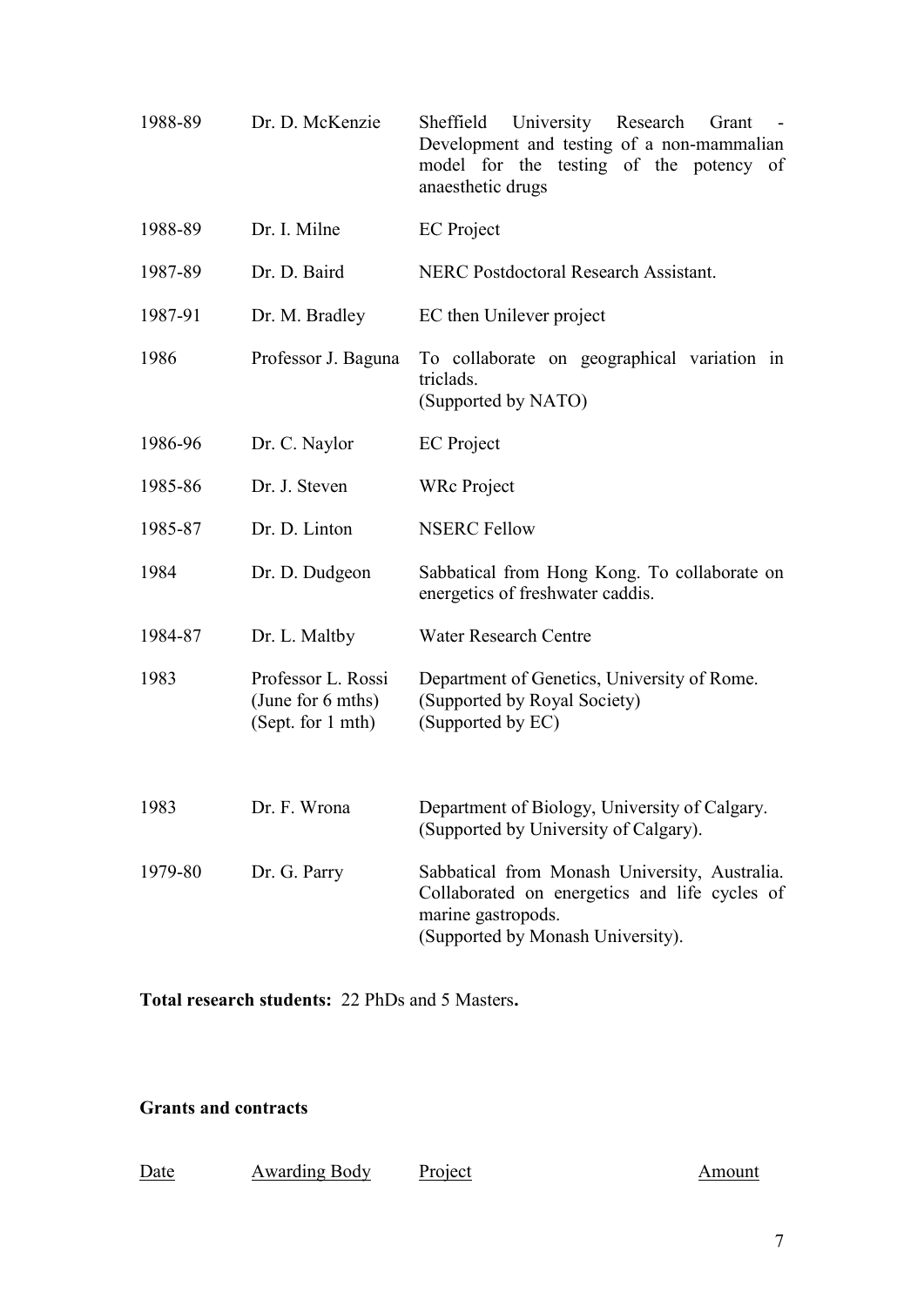| | | |
|---|---|---|
| 1988-89 | Dr. D. McKenzie | Sheffield University Research Grant - Development and testing of a non-mammalian model for the testing of the potency of anaesthetic drugs |
| 1988-89 | Dr. I. Milne | EC Project |
| 1987-89 | Dr. D. Baird | NERC Postdoctoral Research Assistant. |
| 1987-91 | Dr. M. Bradley | EC then Unilever project |
| 1986 | Professor J. Baguna | To collaborate on geographical variation in triclads.<br>(Supported by NATO) |
| 1986-96 | Dr. C. Naylor | EC Project |
| 1985-86 | Dr. J. Steven | WRc Project |
| 1985-87 | Dr. D. Linton | NSERC Fellow |
| 1984 | Dr. D. Dudgeon | Sabbatical from Hong Kong. To collaborate on energetics of freshwater caddis. |
| 1984-87 | Dr. L. Maltby | Water Research Centre |
| 1983 | Professor L. Rossi<br>(June for 6 mths)<br>(Sept. for 1 mth) | Department of Genetics, University of Rome.<br>(Supported by Royal Society)<br>(Supported by EC) |
| 1983 | Dr. F. Wrona | Department of Biology, University of Calgary.<br>(Supported by University of Calgary). |
| 1979-80 | Dr. G. Parry | Sabbatical from Monash University, Australia. Collaborated on energetics and life cycles of marine gastropods.<br>(Supported by Monash University). |

**Total research students:** 22 PhDs and 5 Masters**.**

**Grants and contracts**

| Date | Awarding Body | Project | Amount |
|---|---|---|---|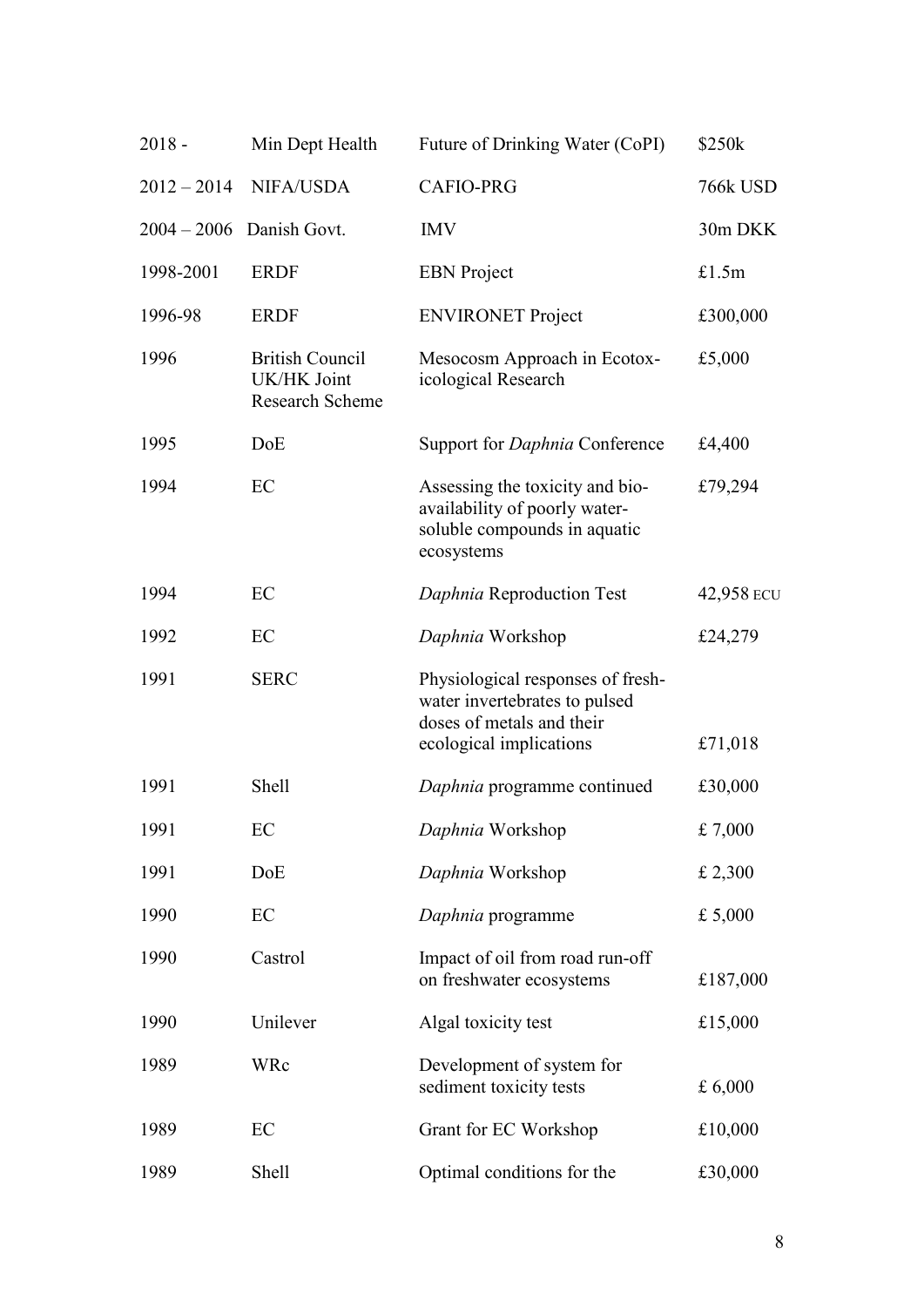| | | | |
|---|---|---|---|
| 2018 - | Min Dept Health | Future of Drinking Water (CoPI) | \$250k |
| 2012 – 2014 | NIFA/USDA | CAFIO-PRG | 766k USD |
| 2004 – 2006 | Danish Govt. | IMV | 30m DKK |
| 1998-2001 | ERDF | EBN Project | £1.5m |
| 1996-98 | ERDF | ENVIRONET Project | £300,000 |
| 1996 | British Council UK/HK Joint Research Scheme | Mesocosm Approach in Ecotox-icological Research | £5,000 |
| 1995 | DoE | Support for *Daphnia* Conference | £4,400 |
| 1994 | EC | Assessing the toxicity and bio-availability of poorly water-soluble compounds in aquatic ecosystems | £79,294 |
| 1994 | EC | *Daphnia* Reproduction Test | 42,958 ECU |
| 1992 | EC | *Daphnia* Workshop | £24,279 |
| 1991 | SERC | Physiological responses of fresh-water invertebrates to pulsed doses of metals and their ecological implications | £71,018 |
| 1991 | Shell | *Daphnia* programme continued | £30,000 |
| 1991 | EC | *Daphnia* Workshop | £ 7,000 |
| 1991 | DoE | *Daphnia* Workshop | £ 2,300 |
| 1990 | EC | *Daphnia* programme | £ 5,000 |
| 1990 | Castrol | Impact of oil from road run-off on freshwater ecosystems | £187,000 |
| 1990 | Unilever | Algal toxicity test | £15,000 |
| 1989 | WRc | Development of system for sediment toxicity tests | £ 6,000 |
| 1989 | EC | Grant for EC Workshop | £10,000 |
| 1989 | Shell | Optimal conditions for the | £30,000 |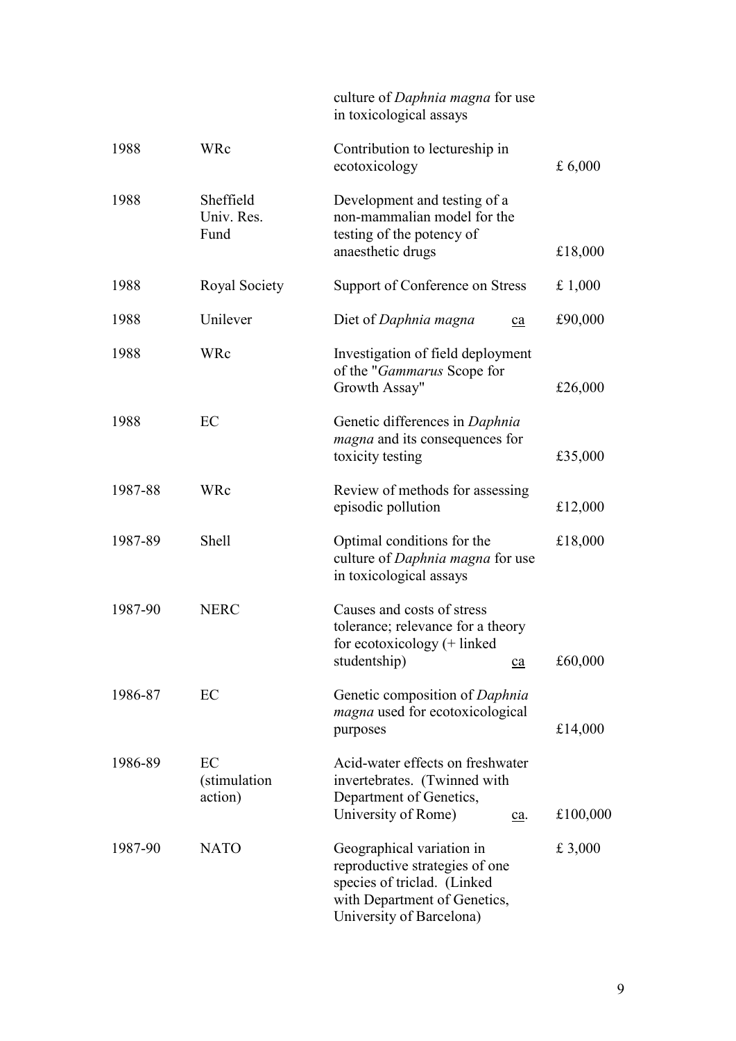| | | | |
|---|---|---|---|
| | | culture of *Daphnia magna* for use in toxicological assays | |
| 1988 | WRc | Contribution to lectureship in ecotoxicology | £ 6,000 |
| 1988 | Sheffield Univ. Res. Fund | Development and testing of a non-mammalian model for the testing of the potency of anaesthetic drugs | £18,000 |
| 1988 | Royal Society | Support of Conference on Stress | £ 1,000 |
| 1988 | Unilever | Diet of *Daphnia magna* ca | £90,000 |
| 1988 | WRc | Investigation of field deployment of the "*Gammarus* Scope for Growth Assay" | £26,000 |
| 1988 | EC | Genetic differences in *Daphnia magna* and its consequences for toxicity testing | £35,000 |
| 1987-88 | WRc | Review of methods for assessing episodic pollution | £12,000 |
| 1987-89 | Shell | Optimal conditions for the culture of *Daphnia magna* for use in toxicological assays | £18,000 |
| 1987-90 | NERC | Causes and costs of stress tolerance; relevance for a theory for ecotoxicology (+ linked studentship) ca | £60,000 |
| 1986-87 | EC | Genetic composition of *Daphnia magna* used for ecotoxicological purposes | £14,000 |
| 1986-89 | EC (stimulation action) | Acid-water effects on freshwater invertebrates. (Twinned with Department of Genetics, University of Rome) ca. | £100,000 |
| 1987-90 | NATO | Geographical variation in reproductive strategies of one species of triclad. (Linked with Department of Genetics, University of Barcelona) | £ 3,000 |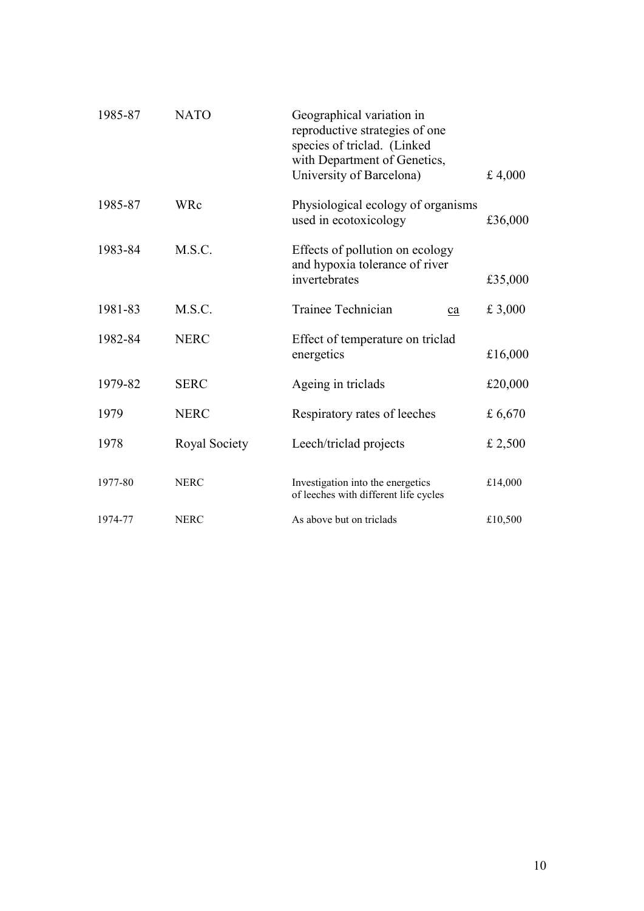| | | | |
|---|---|---|---|
| 1985-87 | NATO | Geographical variation in reproductive strategies of one species of triclad. (Linked with Department of Genetics, University of Barcelona) | £ 4,000 |
| 1985-87 | WRc | Physiological ecology of organisms used in ecotoxicology | £36,000 |
| 1983-84 | M.S.C. | Effects of pollution on ecology and hypoxia tolerance of river invertebrates | £35,000 |
| 1981-83 | M.S.C. | Trainee Technician ca | £ 3,000 |
| 1982-84 | NERC | Effect of temperature on triclad energetics | £16,000 |
| 1979-82 | SERC | Ageing in triclads | £20,000 |
| 1979 | NERC | Respiratory rates of leeches | £ 6,670 |
| 1978 | Royal Society | Leech/triclad projects | £ 2,500 |
| 1977-80 | NERC | Investigation into the energetics of leeches with different life cycles | £14,000 |
| 1974-77 | NERC | As above but on triclads | £10,500 |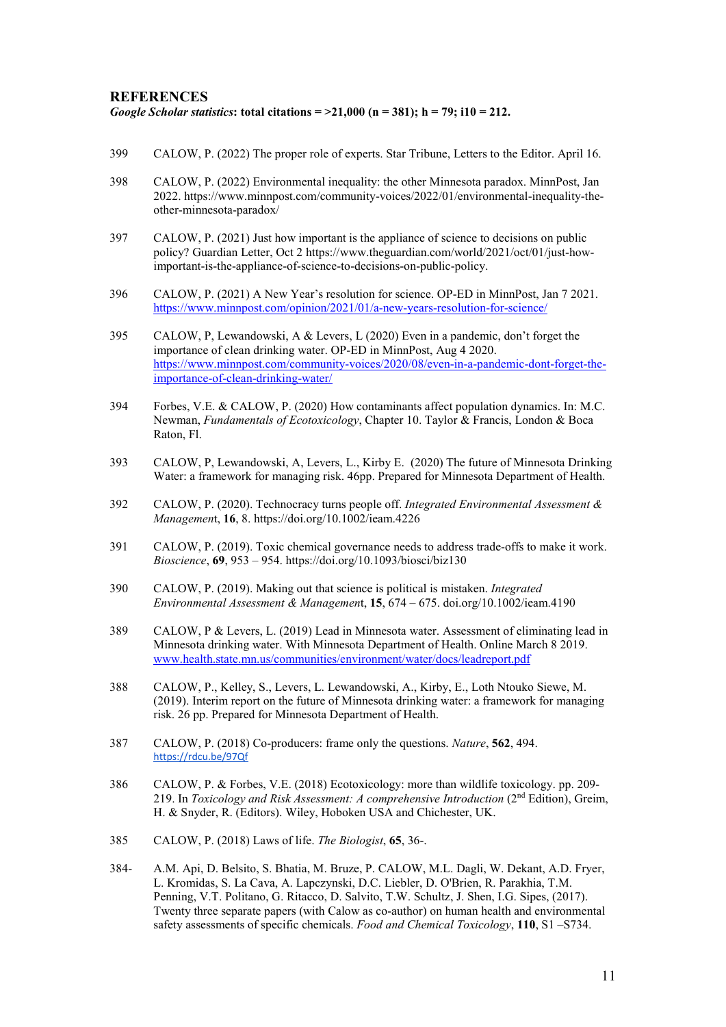## REFERENCES

***Google Scholar statistics*: total citations = >21,000 (n = 381); h = 79; i10 = 212.**

399 CALOW, P. (2022) The proper role of experts. Star Tribune, Letters to the Editor. April 16.

398 CALOW, P. (2022) Environmental inequality: the other Minnesota paradox. MinnPost, Jan 2022. https://www.minnpost.com/community-voices/2022/01/environmental-inequality-the-other-minnesota-paradox/

397 CALOW, P. (2021) Just how important is the appliance of science to decisions on public policy? Guardian Letter, Oct 2 https://www.theguardian.com/world/2021/oct/01/just-how-important-is-the-appliance-of-science-to-decisions-on-public-policy.

396 CALOW, P. (2021) A New Year's resolution for science. OP-ED in MinnPost, Jan 7 2021. https://www.minnpost.com/opinion/2021/01/a-new-years-resolution-for-science/

395 CALOW, P, Lewandowski, A & Levers, L (2020) Even in a pandemic, don't forget the importance of clean drinking water. OP-ED in MinnPost, Aug 4 2020. https://www.minnpost.com/community-voices/2020/08/even-in-a-pandemic-dont-forget-the-importance-of-clean-drinking-water/

394 Forbes, V.E. & CALOW, P. (2020) How contaminants affect population dynamics. In: M.C. Newman, *Fundamentals of Ecotoxicology*, Chapter 10. Taylor & Francis, London & Boca Raton, Fl.

393 CALOW, P, Lewandowski, A, Levers, L., Kirby E. (2020) The future of Minnesota Drinking Water: a framework for managing risk. 46pp. Prepared for Minnesota Department of Health.

392 CALOW, P. (2020). Technocracy turns people off. *Integrated Environmental Assessment & Management*, **16**, 8. https://doi.org/10.1002/ieam.4226

391 CALOW, P. (2019). Toxic chemical governance needs to address trade-offs to make it work. *Bioscience*, **69**, 953 – 954. https://doi.org/10.1093/biosci/biz130

390 CALOW, P. (2019). Making out that science is political is mistaken. *Integrated Environmental Assessment & Management*, **15**, 674 – 675. doi.org/10.1002/ieam.4190

389 CALOW, P & Levers, L. (2019) Lead in Minnesota water. Assessment of eliminating lead in Minnesota drinking water. With Minnesota Department of Health. Online March 8 2019. www.health.state.mn.us/communities/environment/water/docs/leadreport.pdf

388 CALOW, P., Kelley, S., Levers, L. Lewandowski, A., Kirby, E., Loth Ntouko Siewe, M. (2019). Interim report on the future of Minnesota drinking water: a framework for managing risk. 26 pp. Prepared for Minnesota Department of Health.

387 CALOW, P. (2018) Co-producers: frame only the questions. *Nature*, **562**, 494. https://rdcu.be/97Qf

386 CALOW, P. & Forbes, V.E. (2018) Ecotoxicology: more than wildlife toxicology. pp. 209-219. In *Toxicology and Risk Assessment: A comprehensive Introduction* (2nd Edition), Greim, H. & Snyder, R. (Editors). Wiley, Hoboken USA and Chichester, UK.

385 CALOW, P. (2018) Laws of life. *The Biologist*, **65**, 36-.

384- A.M. Api, D. Belsito, S. Bhatia, M. Bruze, P. CALOW, M.L. Dagli, W. Dekant, A.D. Fryer, L. Kromidas, S. La Cava, A. Lapczynski, D.C. Liebler, D. O'Brien, R. Parakhia, T.M. Penning, V.T. Politano, G. Ritacco, D. Salvito, T.W. Schultz, J. Shen, I.G. Sipes, (2017). Twenty three separate papers (with Calow as co-author) on human health and environmental safety assessments of specific chemicals. *Food and Chemical Toxicology*, **110**, S1 –S734.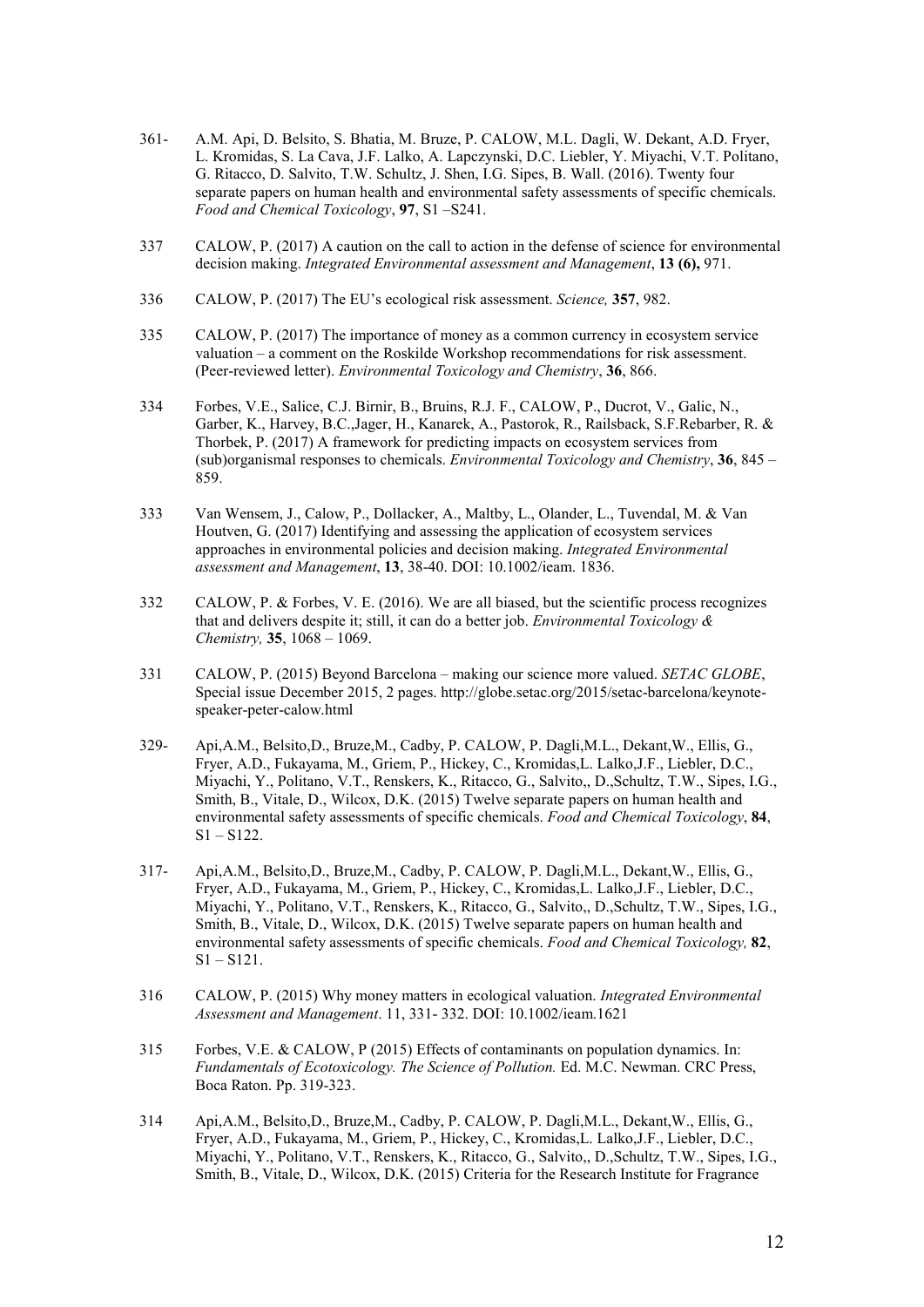361- A.M. Api, D. Belsito, S. Bhatia, M. Bruze, P. CALOW, M.L. Dagli, W. Dekant, A.D. Fryer, L. Kromidas, S. La Cava, J.F. Lalko, A. Lapczynski, D.C. Liebler, Y. Miyachi, V.T. Politano, G. Ritacco, D. Salvito, T.W. Schultz, J. Shen, I.G. Sipes, B. Wall. (2016). Twenty four separate papers on human health and environmental safety assessments of specific chemicals. *Food and Chemical Toxicology*, **97**, S1 –S241.

337 CALOW, P. (2017) A caution on the call to action in the defense of science for environmental decision making. *Integrated Environmental assessment and Management*, **13 (6),** 971.

336 CALOW, P. (2017) The EU's ecological risk assessment. *Science,* **357**, 982.

335 CALOW, P. (2017) The importance of money as a common currency in ecosystem service valuation – a comment on the Roskilde Workshop recommendations for risk assessment. (Peer-reviewed letter). *Environmental Toxicology and Chemistry*, **36**, 866.

334 Forbes, V.E., Salice, C.J. Birnir, B., Bruins, R.J. F., CALOW, P., Ducrot, V., Galic, N., Garber, K., Harvey, B.C.,Jager, H., Kanarek, A., Pastorok, R., Railsback, S.F.Rebarber, R. & Thorbek, P. (2017) A framework for predicting impacts on ecosystem services from (sub)organismal responses to chemicals. *Environmental Toxicology and Chemistry*, **36**, 845 – 859.

333 Van Wensem, J., Calow, P., Dollacker, A., Maltby, L., Olander, L., Tuvendal, M. & Van Houtven, G. (2017) Identifying and assessing the application of ecosystem services approaches in environmental policies and decision making. *Integrated Environmental assessment and Management*, **13**, 38-40. DOI: 10.1002/ieam. 1836.

332 CALOW, P. & Forbes, V. E. (2016). We are all biased, but the scientific process recognizes that and delivers despite it; still, it can do a better job. *Environmental Toxicology & Chemistry,* **35**, 1068 – 1069.

331 CALOW, P. (2015) Beyond Barcelona – making our science more valued. *SETAC GLOBE*, Special issue December 2015, 2 pages. http://globe.setac.org/2015/setac-barcelona/keynote-speaker-peter-calow.html

329- Api,A.M., Belsito,D., Bruze,M., Cadby, P. CALOW, P. Dagli,M.L., Dekant,W., Ellis, G., Fryer, A.D., Fukayama, M., Griem, P., Hickey, C., Kromidas,L. Lalko,J.F., Liebler, D.C., Miyachi, Y., Politano, V.T., Renskers, K., Ritacco, G., Salvito,, D.,Schultz, T.W., Sipes, I.G., Smith, B., Vitale, D., Wilcox, D.K. (2015) Twelve separate papers on human health and environmental safety assessments of specific chemicals. *Food and Chemical Toxicology*, **84**, S1 – S122.

317- Api,A.M., Belsito,D., Bruze,M., Cadby, P. CALOW, P. Dagli,M.L., Dekant,W., Ellis, G., Fryer, A.D., Fukayama, M., Griem, P., Hickey, C., Kromidas,L. Lalko,J.F., Liebler, D.C., Miyachi, Y., Politano, V.T., Renskers, K., Ritacco, G., Salvito,, D.,Schultz, T.W., Sipes, I.G., Smith, B., Vitale, D., Wilcox, D.K. (2015) Twelve separate papers on human health and environmental safety assessments of specific chemicals. *Food and Chemical Toxicology,* **82**, S1 – S121.

316 CALOW, P. (2015) Why money matters in ecological valuation. *Integrated Environmental Assessment and Management*. 11, 331- 332. DOI: 10.1002/ieam.1621

315 Forbes, V.E. & CALOW, P (2015) Effects of contaminants on population dynamics. In: *Fundamentals of Ecotoxicology. The Science of Pollution.* Ed. M.C. Newman. CRC Press, Boca Raton. Pp. 319-323.

314 Api,A.M., Belsito,D., Bruze,M., Cadby, P. CALOW, P. Dagli,M.L., Dekant,W., Ellis, G., Fryer, A.D., Fukayama, M., Griem, P., Hickey, C., Kromidas,L. Lalko,J.F., Liebler, D.C., Miyachi, Y., Politano, V.T., Renskers, K., Ritacco, G., Salvito,, D.,Schultz, T.W., Sipes, I.G., Smith, B., Vitale, D., Wilcox, D.K. (2015) Criteria for the Research Institute for Fragrance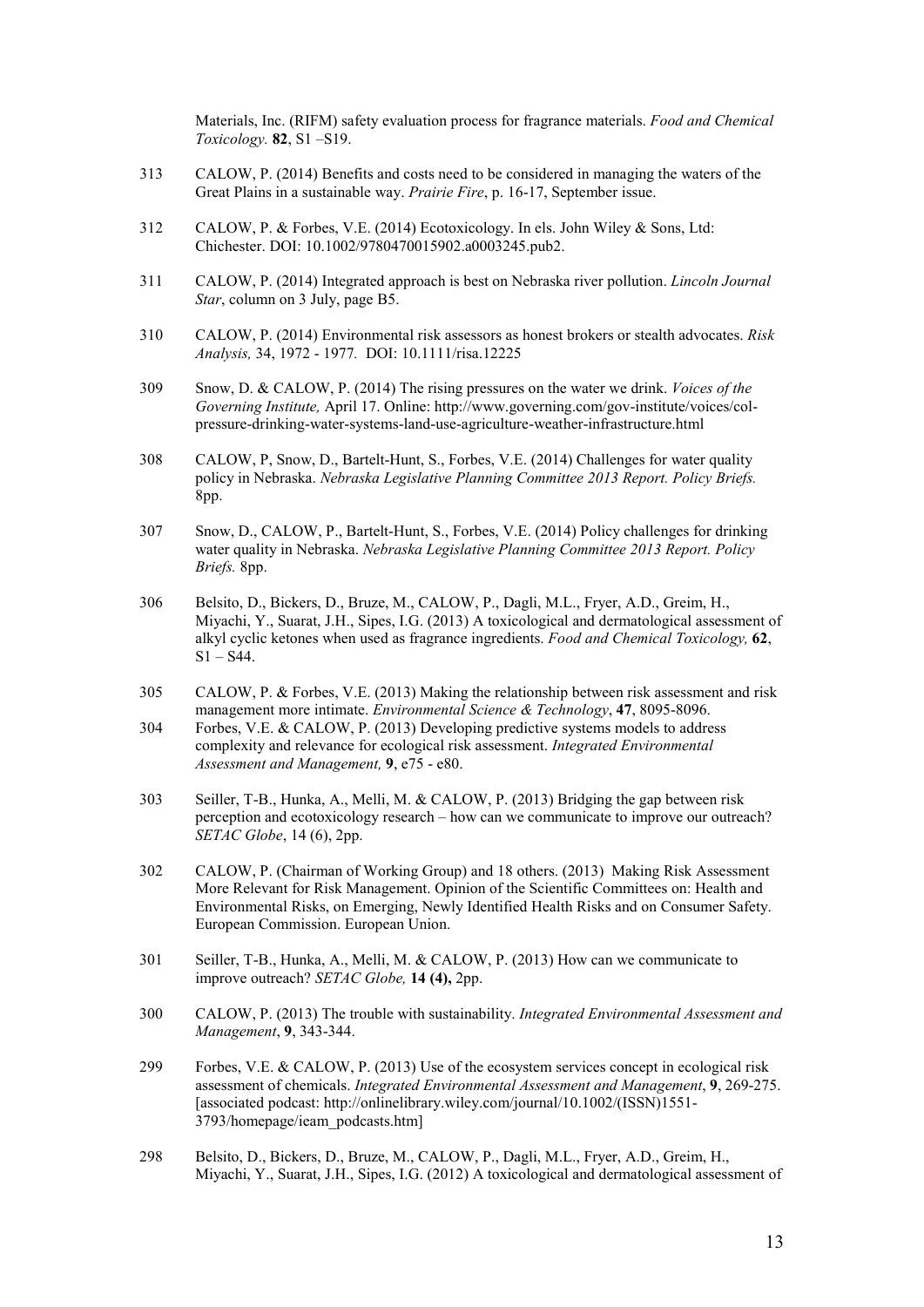Materials, Inc. (RIFM) safety evaluation process for fragrance materials. *Food and Chemical Toxicology.* **82**, S1 –S19.

313 CALOW, P. (2014) Benefits and costs need to be considered in managing the waters of the Great Plains in a sustainable way. *Prairie Fire*, p. 16-17, September issue.

312 CALOW, P. & Forbes, V.E. (2014) Ecotoxicology. In els. John Wiley & Sons, Ltd: Chichester. DOI: 10.1002/9780470015902.a0003245.pub2.

311 CALOW, P. (2014) Integrated approach is best on Nebraska river pollution. *Lincoln Journal Star*, column on 3 July, page B5.

310 CALOW, P. (2014) Environmental risk assessors as honest brokers or stealth advocates. *Risk Analysis,* 34, 1972 - 1977*.* DOI: 10.1111/risa.12225

309 Snow, D. & CALOW, P. (2014) The rising pressures on the water we drink. *Voices of the Governing Institute,* April 17. Online: http://www.governing.com/gov-institute/voices/col-pressure-drinking-water-systems-land-use-agriculture-weather-infrastructure.html

308 CALOW, P, Snow, D., Bartelt-Hunt, S., Forbes, V.E. (2014) Challenges for water quality policy in Nebraska. *Nebraska Legislative Planning Committee 2013 Report. Policy Briefs.* 8pp.

307 Snow, D., CALOW, P., Bartelt-Hunt, S., Forbes, V.E. (2014) Policy challenges for drinking water quality in Nebraska. *Nebraska Legislative Planning Committee 2013 Report. Policy Briefs.* 8pp.

306 Belsito, D., Bickers, D., Bruze, M., CALOW, P., Dagli, M.L., Fryer, A.D., Greim, H., Miyachi, Y., Suarat, J.H., Sipes, I.G. (2013) A toxicological and dermatological assessment of alkyl cyclic ketones when used as fragrance ingredients. *Food and Chemical Toxicology,* **62**, S1 – S44.

305 CALOW, P. & Forbes, V.E. (2013) Making the relationship between risk assessment and risk management more intimate. *Environmental Science & Technology*, **47**, 8095-8096.

304 Forbes, V.E. & CALOW, P. (2013) Developing predictive systems models to address complexity and relevance for ecological risk assessment. *Integrated Environmental Assessment and Management,* **9**, e75 - e80.

303 Seiller, T-B., Hunka, A., Melli, M. & CALOW, P. (2013) Bridging the gap between risk perception and ecotoxicology research – how can we communicate to improve our outreach? *SETAC Globe*, 14 (6), 2pp.

302 CALOW, P. (Chairman of Working Group) and 18 others. (2013) Making Risk Assessment More Relevant for Risk Management. Opinion of the Scientific Committees on: Health and Environmental Risks, on Emerging, Newly Identified Health Risks and on Consumer Safety. European Commission. European Union.

301 Seiller, T-B., Hunka, A., Melli, M. & CALOW, P. (2013) How can we communicate to improve outreach? *SETAC Globe,* **14 (4),** 2pp.

300 CALOW, P. (2013) The trouble with sustainability. *Integrated Environmental Assessment and Management*, **9**, 343-344.

299 Forbes, V.E. & CALOW, P. (2013) Use of the ecosystem services concept in ecological risk assessment of chemicals. *Integrated Environmental Assessment and Management*, **9**, 269-275. [associated podcast: http://onlinelibrary.wiley.com/journal/10.1002/(ISSN)1551-3793/homepage/ieam_podcasts.htm]

298 Belsito, D., Bickers, D., Bruze, M., CALOW, P., Dagli, M.L., Fryer, A.D., Greim, H., Miyachi, Y., Suarat, J.H., Sipes, I.G. (2012) A toxicological and dermatological assessment of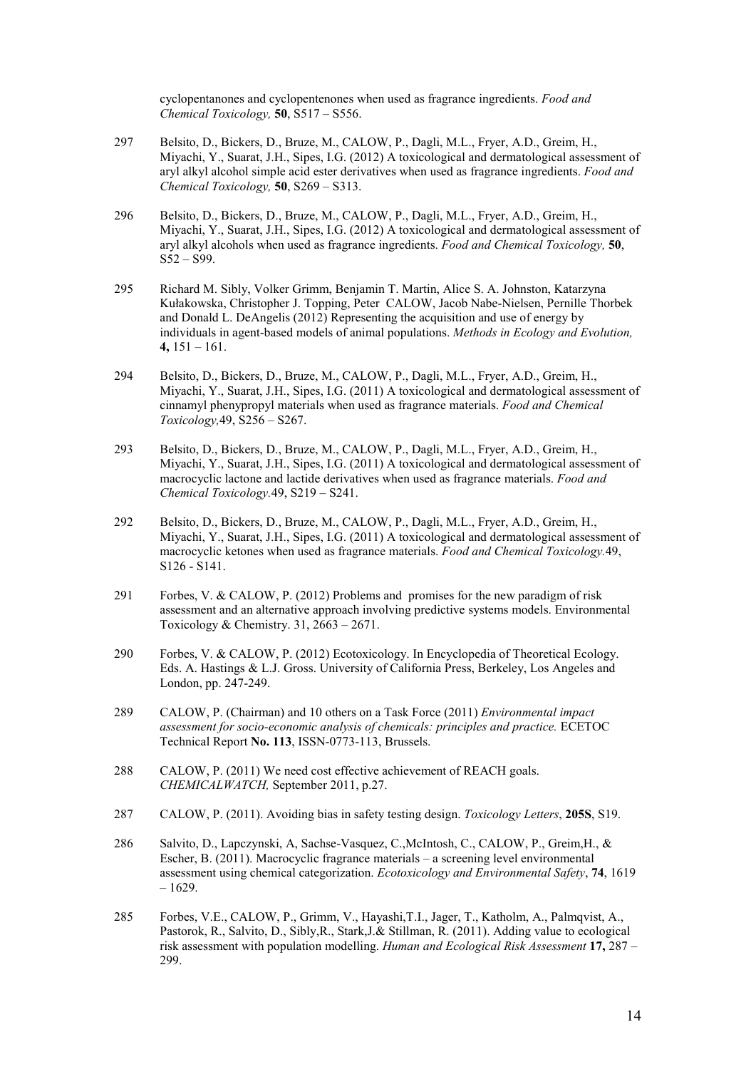cyclopentanones and cyclopentenones when used as fragrance ingredients. *Food and Chemical Toxicology,* **50**, S517 – S556.

297 Belsito, D., Bickers, D., Bruze, M., CALOW, P., Dagli, M.L., Fryer, A.D., Greim, H., Miyachi, Y., Suarat, J.H., Sipes, I.G. (2012) A toxicological and dermatological assessment of aryl alkyl alcohol simple acid ester derivatives when used as fragrance ingredients. *Food and Chemical Toxicology,* **50**, S269 – S313.

296 Belsito, D., Bickers, D., Bruze, M., CALOW, P., Dagli, M.L., Fryer, A.D., Greim, H., Miyachi, Y., Suarat, J.H., Sipes, I.G. (2012) A toxicological and dermatological assessment of aryl alkyl alcohols when used as fragrance ingredients. *Food and Chemical Toxicology,* **50**, S52 – S99.

295 Richard M. Sibly, Volker Grimm, Benjamin T. Martin, Alice S. A. Johnston, Katarzyna Kułakowska, Christopher J. Topping, Peter CALOW, Jacob Nabe-Nielsen, Pernille Thorbek and Donald L. DeAngelis (2012) Representing the acquisition and use of energy by individuals in agent-based models of animal populations. *Methods in Ecology and Evolution,* **4,** 151 – 161.

294 Belsito, D., Bickers, D., Bruze, M., CALOW, P., Dagli, M.L., Fryer, A.D., Greim, H., Miyachi, Y., Suarat, J.H., Sipes, I.G. (2011) A toxicological and dermatological assessment of cinnamyl phenypropyl materials when used as fragrance materials. *Food and Chemical Toxicology,*49, S256 – S267.

293 Belsito, D., Bickers, D., Bruze, M., CALOW, P., Dagli, M.L., Fryer, A.D., Greim, H., Miyachi, Y., Suarat, J.H., Sipes, I.G. (2011) A toxicological and dermatological assessment of macrocyclic lactone and lactide derivatives when used as fragrance materials. *Food and Chemical Toxicology.*49, S219 – S241.

292 Belsito, D., Bickers, D., Bruze, M., CALOW, P., Dagli, M.L., Fryer, A.D., Greim, H., Miyachi, Y., Suarat, J.H., Sipes, I.G. (2011) A toxicological and dermatological assessment of macrocyclic ketones when used as fragrance materials. *Food and Chemical Toxicology.*49, S126 - S141.

291 Forbes, V. & CALOW, P. (2012) Problems and promises for the new paradigm of risk assessment and an alternative approach involving predictive systems models. Environmental Toxicology & Chemistry. 31, 2663 – 2671.

290 Forbes, V. & CALOW, P. (2012) Ecotoxicology. In Encyclopedia of Theoretical Ecology. Eds. A. Hastings & L.J. Gross. University of California Press, Berkeley, Los Angeles and London, pp. 247-249.

289 CALOW, P. (Chairman) and 10 others on a Task Force (2011) *Environmental impact assessment for socio-economic analysis of chemicals: principles and practice.* ECETOC Technical Report **No. 113**, ISSN-0773-113, Brussels.

288 CALOW, P. (2011) We need cost effective achievement of REACH goals. *CHEMICALWATCH,* September 2011, p.27.

287 CALOW, P. (2011). Avoiding bias in safety testing design. *Toxicology Letters*, **205S**, S19.

286 Salvito, D., Lapczynski, A, Sachse-Vasquez, C.,McIntosh, C., CALOW, P., Greim,H., & Escher, B. (2011). Macrocyclic fragrance materials – a screening level environmental assessment using chemical categorization. *Ecotoxicology and Environmental Safety*, **74**, 1619 – 1629.

285 Forbes, V.E., CALOW, P., Grimm, V., Hayashi,T.I., Jager, T., Katholm, A., Palmqvist, A., Pastorok, R., Salvito, D., Sibly,R., Stark,J.& Stillman, R. (2011). Adding value to ecological risk assessment with population modelling. *Human and Ecological Risk Assessment* **17,** 287 – 299.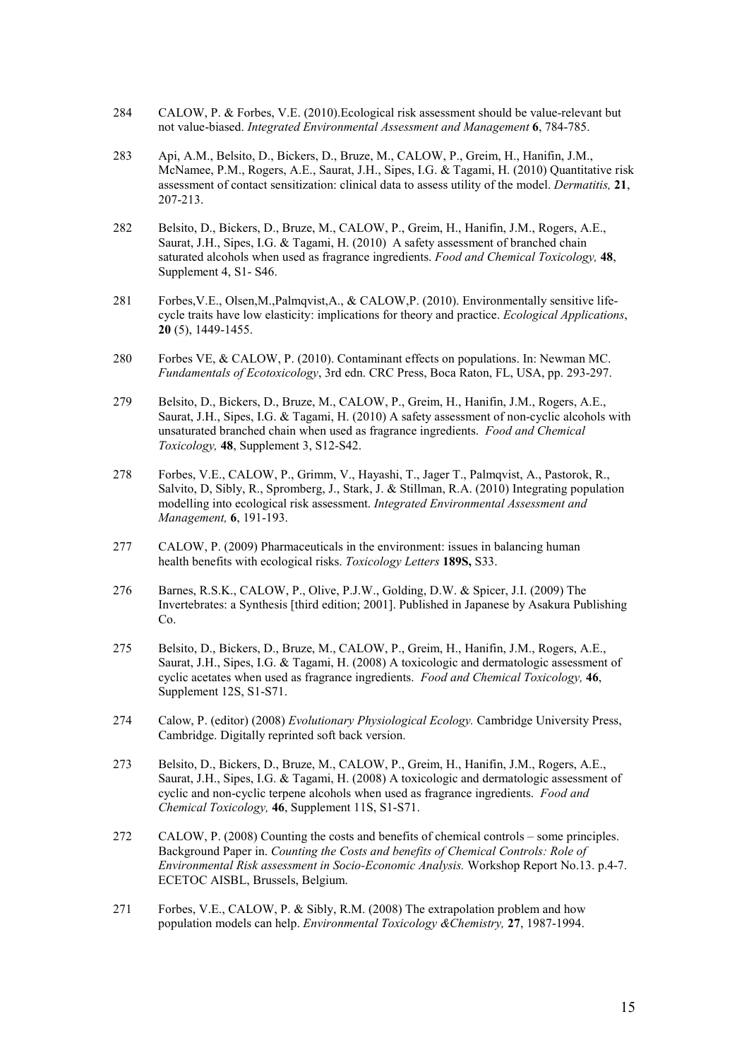284 CALOW, P. & Forbes, V.E. (2010).Ecological risk assessment should be value-relevant but not value-biased. *Integrated Environmental Assessment and Management* **6**, 784-785.

283 Api, A.M., Belsito, D., Bickers, D., Bruze, M., CALOW, P., Greim, H., Hanifin, J.M., McNamee, P.M., Rogers, A.E., Saurat, J.H., Sipes, I.G. & Tagami, H. (2010) Quantitative risk assessment of contact sensitization: clinical data to assess utility of the model. *Dermatitis,* **21**, 207-213.

282 Belsito, D., Bickers, D., Bruze, M., CALOW, P., Greim, H., Hanifin, J.M., Rogers, A.E., Saurat, J.H., Sipes, I.G. & Tagami, H. (2010) A safety assessment of branched chain saturated alcohols when used as fragrance ingredients. *Food and Chemical Toxicology,* **48**, Supplement 4, S1- S46.

281 Forbes,V.E., Olsen,M.,Palmqvist,A., & CALOW,P. (2010). Environmentally sensitive life-cycle traits have low elasticity: implications for theory and practice. *Ecological Applications*, **20** (5), 1449-1455.

280 Forbes VE, & CALOW, P. (2010). Contaminant effects on populations. In: Newman MC. *Fundamentals of Ecotoxicology*, 3rd edn. CRC Press, Boca Raton, FL, USA, pp. 293-297.

279 Belsito, D., Bickers, D., Bruze, M., CALOW, P., Greim, H., Hanifin, J.M., Rogers, A.E., Saurat, J.H., Sipes, I.G. & Tagami, H. (2010) A safety assessment of non-cyclic alcohols with unsaturated branched chain when used as fragrance ingredients. *Food and Chemical Toxicology,* **48**, Supplement 3, S12-S42.

278 Forbes, V.E., CALOW, P., Grimm, V., Hayashi, T., Jager T., Palmqvist, A., Pastorok, R., Salvito, D, Sibly, R., Spromberg, J., Stark, J. & Stillman, R.A. (2010) Integrating population modelling into ecological risk assessment. *Integrated Environmental Assessment and Management,* **6**, 191-193.

277 CALOW, P. (2009) Pharmaceuticals in the environment: issues in balancing human health benefits with ecological risks. *Toxicology Letters* **189S,** S33.

276 Barnes, R.S.K., CALOW, P., Olive, P.J.W., Golding, D.W. & Spicer, J.I. (2009) The Invertebrates: a Synthesis [third edition; 2001]. Published in Japanese by Asakura Publishing Co.

275 Belsito, D., Bickers, D., Bruze, M., CALOW, P., Greim, H., Hanifin, J.M., Rogers, A.E., Saurat, J.H., Sipes, I.G. & Tagami, H. (2008) A toxicologic and dermatologic assessment of cyclic acetates when used as fragrance ingredients. *Food and Chemical Toxicology,* **46**, Supplement 12S, S1-S71.

274 Calow, P. (editor) (2008) *Evolutionary Physiological Ecology.* Cambridge University Press, Cambridge. Digitally reprinted soft back version.

273 Belsito, D., Bickers, D., Bruze, M., CALOW, P., Greim, H., Hanifin, J.M., Rogers, A.E., Saurat, J.H., Sipes, I.G. & Tagami, H. (2008) A toxicologic and dermatologic assessment of cyclic and non-cyclic terpene alcohols when used as fragrance ingredients. *Food and Chemical Toxicology,* **46**, Supplement 11S, S1-S71.

272 CALOW, P. (2008) Counting the costs and benefits of chemical controls – some principles. Background Paper in. *Counting the Costs and benefits of Chemical Controls: Role of Environmental Risk assessment in Socio-Economic Analysis.* Workshop Report No.13. p.4-7. ECETOC AISBL, Brussels, Belgium.

271 Forbes, V.E., CALOW, P. & Sibly, R.M. (2008) The extrapolation problem and how population models can help. *Environmental Toxicology &Chemistry,* **27**, 1987-1994.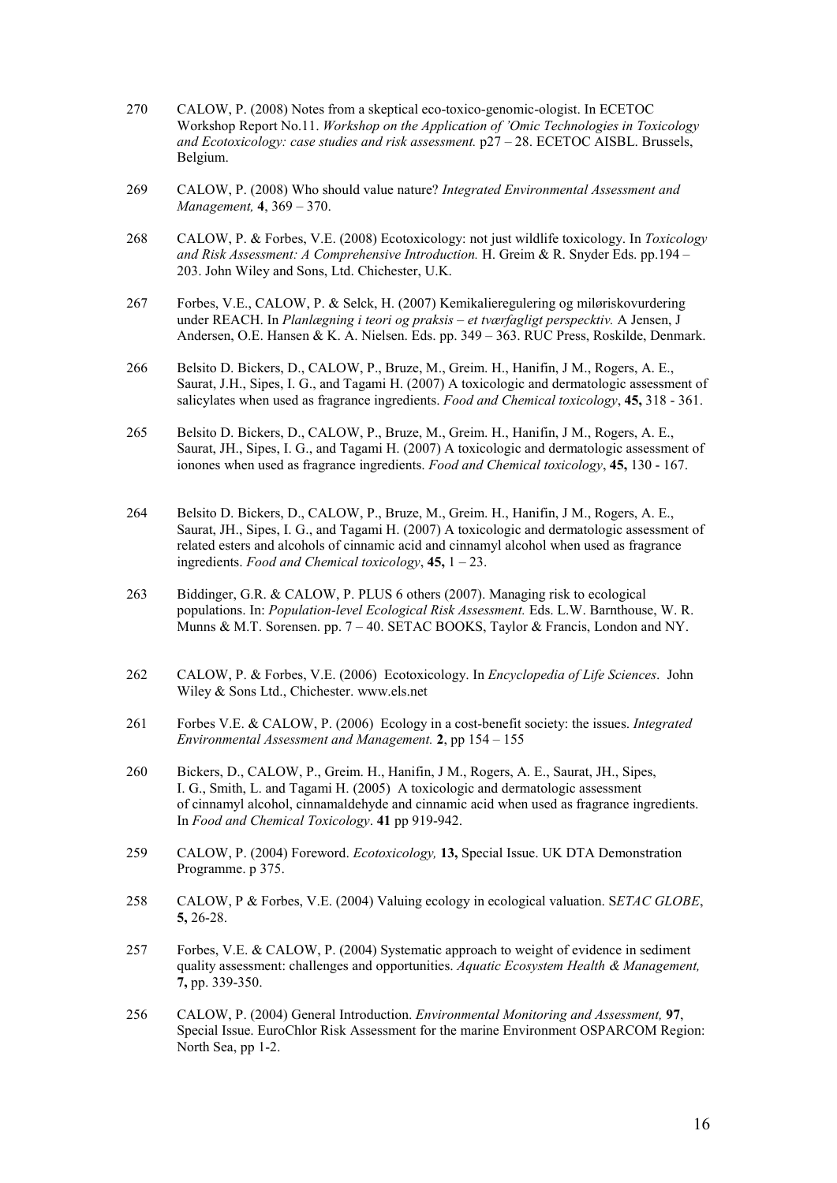270 CALOW, P. (2008) Notes from a skeptical eco-toxico-genomic-ologist. In ECETOC Workshop Report No.11. *Workshop on the Application of 'Omic Technologies in Toxicology and Ecotoxicology: case studies and risk assessment.* p27 – 28. ECETOC AISBL. Brussels, Belgium.

269 CALOW, P. (2008) Who should value nature? *Integrated Environmental Assessment and Management,* **4**, 369 – 370.

268 CALOW, P. & Forbes, V.E. (2008) Ecotoxicology: not just wildlife toxicology. In *Toxicology and Risk Assessment: A Comprehensive Introduction.* H. Greim & R. Snyder Eds. pp.194 – 203. John Wiley and Sons, Ltd. Chichester, U.K.

267 Forbes, V.E., CALOW, P. & Selck, H. (2007) Kemikalieregulering og miløriskovurdering under REACH. In *Planlægning i teori og praksis – et tværfagligt perspecktiv.* A Jensen, J Andersen, O.E. Hansen & K. A. Nielsen. Eds. pp. 349 – 363. RUC Press, Roskilde, Denmark.

266 Belsito D. Bickers, D., CALOW, P., Bruze, M., Greim. H., Hanifin, J M., Rogers, A. E., Saurat, J.H., Sipes, I. G., and Tagami H. (2007) A toxicologic and dermatologic assessment of salicylates when used as fragrance ingredients. *Food and Chemical toxicology*, **45,** 318 - 361.

265 Belsito D. Bickers, D., CALOW, P., Bruze, M., Greim. H., Hanifin, J M., Rogers, A. E., Saurat, JH., Sipes, I. G., and Tagami H. (2007) A toxicologic and dermatologic assessment of ionones when used as fragrance ingredients. *Food and Chemical toxicology*, **45,** 130 - 167.

264 Belsito D. Bickers, D., CALOW, P., Bruze, M., Greim. H., Hanifin, J M., Rogers, A. E., Saurat, JH., Sipes, I. G., and Tagami H. (2007) A toxicologic and dermatologic assessment of related esters and alcohols of cinnamic acid and cinnamyl alcohol when used as fragrance ingredients. *Food and Chemical toxicology*, **45,** 1 – 23.

263 Biddinger, G.R. & CALOW, P. PLUS 6 others (2007). Managing risk to ecological populations. In: *Population-level Ecological Risk Assessment.* Eds. L.W. Barnthouse, W. R. Munns & M.T. Sorensen. pp. 7 – 40. SETAC BOOKS, Taylor & Francis, London and NY.

262 CALOW, P. & Forbes, V.E. (2006) Ecotoxicology. In *Encyclopedia of Life Sciences*. John Wiley & Sons Ltd., Chichester. www.els.net

261 Forbes V.E. & CALOW, P. (2006) Ecology in a cost-benefit society: the issues. *Integrated Environmental Assessment and Management.* **2**, pp 154 – 155

260 Bickers, D., CALOW, P., Greim. H., Hanifin, J M., Rogers, A. E., Saurat, JH., Sipes, I. G., Smith, L. and Tagami H. (2005) A toxicologic and dermatologic assessment of cinnamyl alcohol, cinnamaldehyde and cinnamic acid when used as fragrance ingredients. In *Food and Chemical Toxicology*. **41** pp 919-942.

259 CALOW, P. (2004) Foreword. *Ecotoxicology,* **13,** Special Issue. UK DTA Demonstration Programme. p 375.

258 CALOW, P & Forbes, V.E. (2004) Valuing ecology in ecological valuation. S*ETAC GLOBE*, **5,** 26-28.

257 Forbes, V.E. & CALOW, P. (2004) Systematic approach to weight of evidence in sediment quality assessment: challenges and opportunities. *Aquatic Ecosystem Health & Management,* **7,** pp. 339-350.

256 CALOW, P. (2004) General Introduction. *Environmental Monitoring and Assessment,* **97**, Special Issue. EuroChlor Risk Assessment for the marine Environment OSPARCOM Region: North Sea, pp 1-2.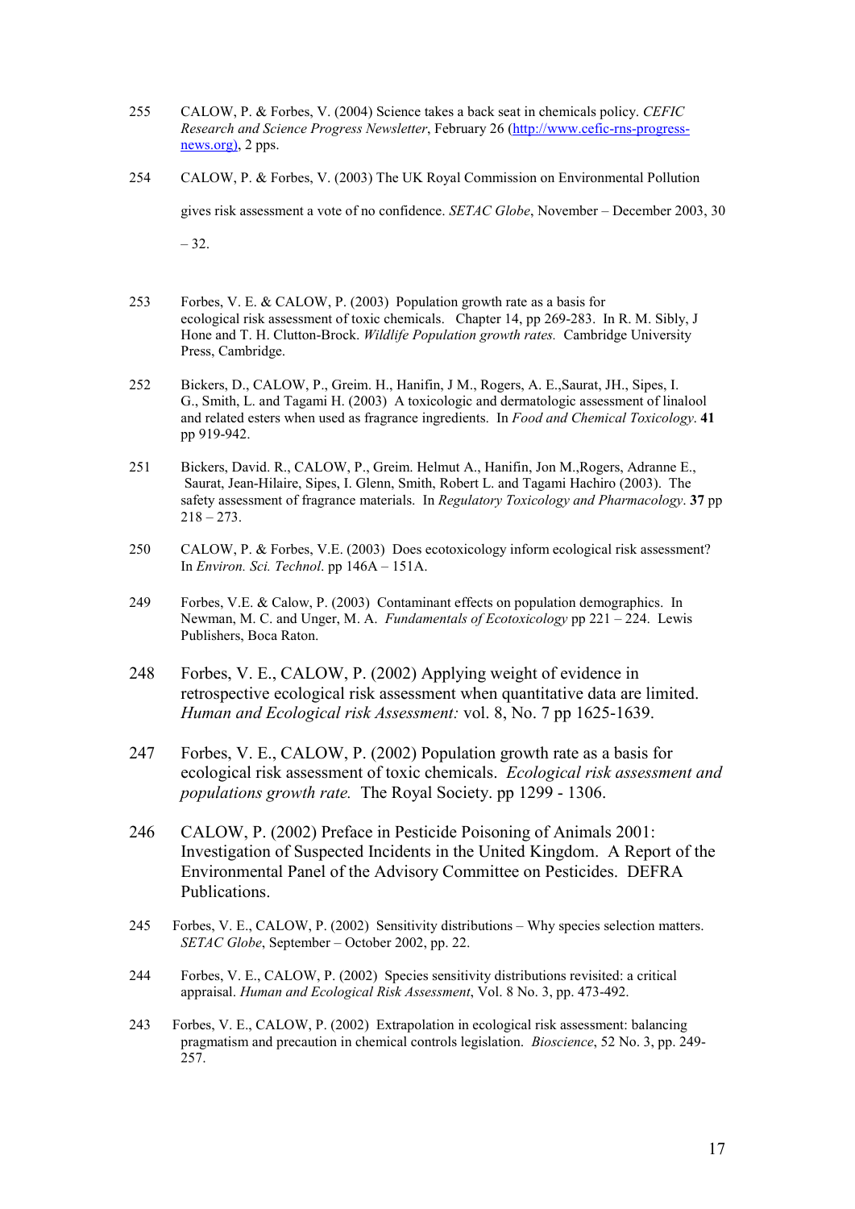255 CALOW, P. & Forbes, V. (2004) Science takes a back seat in chemicals policy. *CEFIC Research and Science Progress Newsletter*, February 26 (http://www.cefic-rns-progress-news.org), 2 pps.

254 CALOW, P. & Forbes, V. (2003) The UK Royal Commission on Environmental Pollution gives risk assessment a vote of no confidence. *SETAC Globe*, November – December 2003, 30 – 32.

253 Forbes, V. E. & CALOW, P. (2003) Population growth rate as a basis for ecological risk assessment of toxic chemicals. Chapter 14, pp 269-283. In R. M. Sibly, J Hone and T. H. Clutton-Brock. *Wildlife Population growth rates.* Cambridge University Press, Cambridge.

252 Bickers, D., CALOW, P., Greim. H., Hanifin, J M., Rogers, A. E.,Saurat, JH., Sipes, I. G., Smith, L. and Tagami H. (2003) A toxicologic and dermatologic assessment of linalool and related esters when used as fragrance ingredients. In *Food and Chemical Toxicology*. **41** pp 919-942.

251 Bickers, David. R., CALOW, P., Greim. Helmut A., Hanifin, Jon M.,Rogers, Adranne E., Saurat, Jean-Hilaire, Sipes, I. Glenn, Smith, Robert L. and Tagami Hachiro (2003). The safety assessment of fragrance materials. In *Regulatory Toxicology and Pharmacology*. **37** pp 218 – 273.

250 CALOW, P. & Forbes, V.E. (2003) Does ecotoxicology inform ecological risk assessment? In *Environ. Sci. Technol*. pp 146A – 151A.

249 Forbes, V.E. & Calow, P. (2003) Contaminant effects on population demographics. In Newman, M. C. and Unger, M. A. *Fundamentals of Ecotoxicology* pp 221 – 224. Lewis Publishers, Boca Raton.

248 Forbes, V. E., CALOW, P. (2002) Applying weight of evidence in retrospective ecological risk assessment when quantitative data are limited. *Human and Ecological risk Assessment:* vol. 8, No. 7 pp 1625-1639.

247 Forbes, V. E., CALOW, P. (2002) Population growth rate as a basis for ecological risk assessment of toxic chemicals. *Ecological risk assessment and populations growth rate.* The Royal Society. pp 1299 - 1306.

246 CALOW, P. (2002) Preface in Pesticide Poisoning of Animals 2001: Investigation of Suspected Incidents in the United Kingdom. A Report of the Environmental Panel of the Advisory Committee on Pesticides. DEFRA Publications.

245 Forbes, V. E., CALOW, P. (2002) Sensitivity distributions – Why species selection matters. *SETAC Globe*, September – October 2002, pp. 22.

244 Forbes, V. E., CALOW, P. (2002) Species sensitivity distributions revisited: a critical appraisal. *Human and Ecological Risk Assessment*, Vol. 8 No. 3, pp. 473-492.

243 Forbes, V. E., CALOW, P. (2002) Extrapolation in ecological risk assessment: balancing pragmatism and precaution in chemical controls legislation. *Bioscience*, 52 No. 3, pp. 249-257.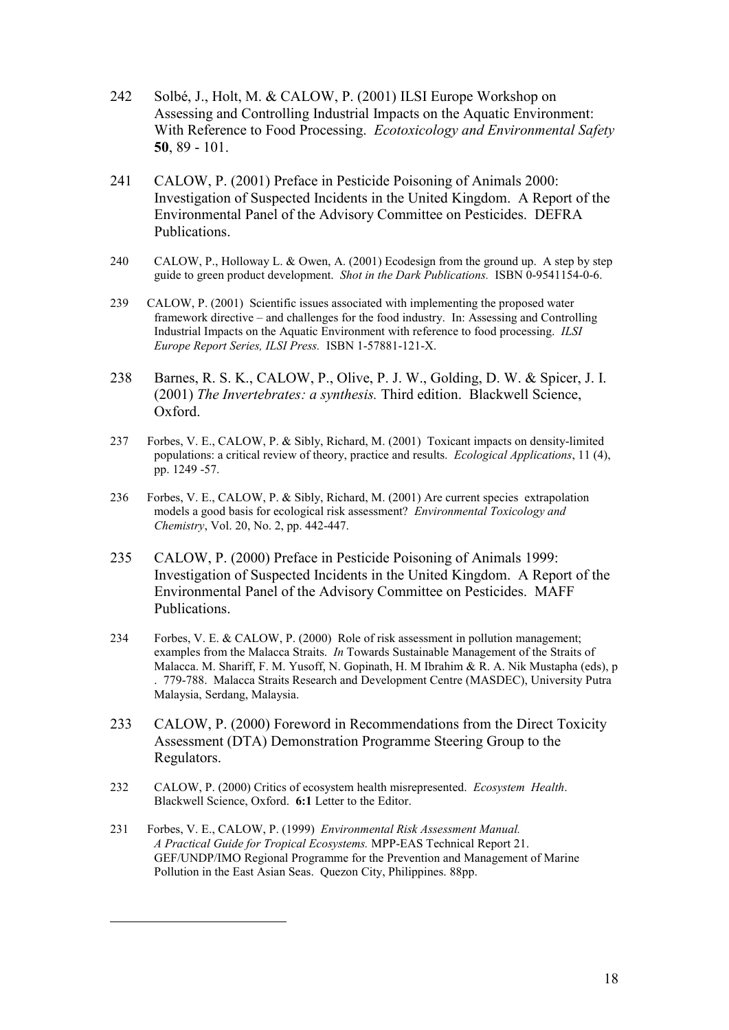242 Solbé, J., Holt, M. & CALOW, P. (2001) ILSI Europe Workshop on Assessing and Controlling Industrial Impacts on the Aquatic Environment: With Reference to Food Processing. *Ecotoxicology and Environmental Safety* **50**, 89 - 101.

241 CALOW, P. (2001) Preface in Pesticide Poisoning of Animals 2000: Investigation of Suspected Incidents in the United Kingdom. A Report of the Environmental Panel of the Advisory Committee on Pesticides. DEFRA Publications.

240 CALOW, P., Holloway L. & Owen, A. (2001) Ecodesign from the ground up. A step by step guide to green product development. *Shot in the Dark Publications.* ISBN 0-9541154-0-6.

239 CALOW, P. (2001) Scientific issues associated with implementing the proposed water framework directive – and challenges for the food industry. In: Assessing and Controlling Industrial Impacts on the Aquatic Environment with reference to food processing. *ILSI Europe Report Series, ILSI Press.* ISBN 1-57881-121-X.

238 Barnes, R. S. K., CALOW, P., Olive, P. J. W., Golding, D. W. & Spicer, J. I. (2001) *The Invertebrates: a synthesis.* Third edition. Blackwell Science, Oxford.

237 Forbes, V. E., CALOW, P. & Sibly, Richard, M. (2001) Toxicant impacts on density-limited populations: a critical review of theory, practice and results. *Ecological Applications*, 11 (4), pp. 1249 -57.

236 Forbes, V. E., CALOW, P. & Sibly, Richard, M. (2001) Are current species extrapolation models a good basis for ecological risk assessment? *Environmental Toxicology and Chemistry*, Vol. 20, No. 2, pp. 442-447.

235 CALOW, P. (2000) Preface in Pesticide Poisoning of Animals 1999: Investigation of Suspected Incidents in the United Kingdom. A Report of the Environmental Panel of the Advisory Committee on Pesticides. MAFF Publications.

234 Forbes, V. E. & CALOW, P. (2000) Role of risk assessment in pollution management; examples from the Malacca Straits. *In* Towards Sustainable Management of the Straits of Malacca. M. Shariff, F. M. Yusoff, N. Gopinath, H. M Ibrahim & R. A. Nik Mustapha (eds), p . 779-788. Malacca Straits Research and Development Centre (MASDEC), University Putra Malaysia, Serdang, Malaysia.

233 CALOW, P. (2000) Foreword in Recommendations from the Direct Toxicity Assessment (DTA) Demonstration Programme Steering Group to the Regulators.

232 CALOW, P. (2000) Critics of ecosystem health misrepresented. *Ecosystem Health*. Blackwell Science, Oxford. **6:1** Letter to the Editor.

231 Forbes, V. E., CALOW, P. (1999) *Environmental Risk Assessment Manual. A Practical Guide for Tropical Ecosystems.* MPP-EAS Technical Report 21. GEF/UNDP/IMO Regional Programme for the Prevention and Management of Marine Pollution in the East Asian Seas. Quezon City, Philippines. 88pp.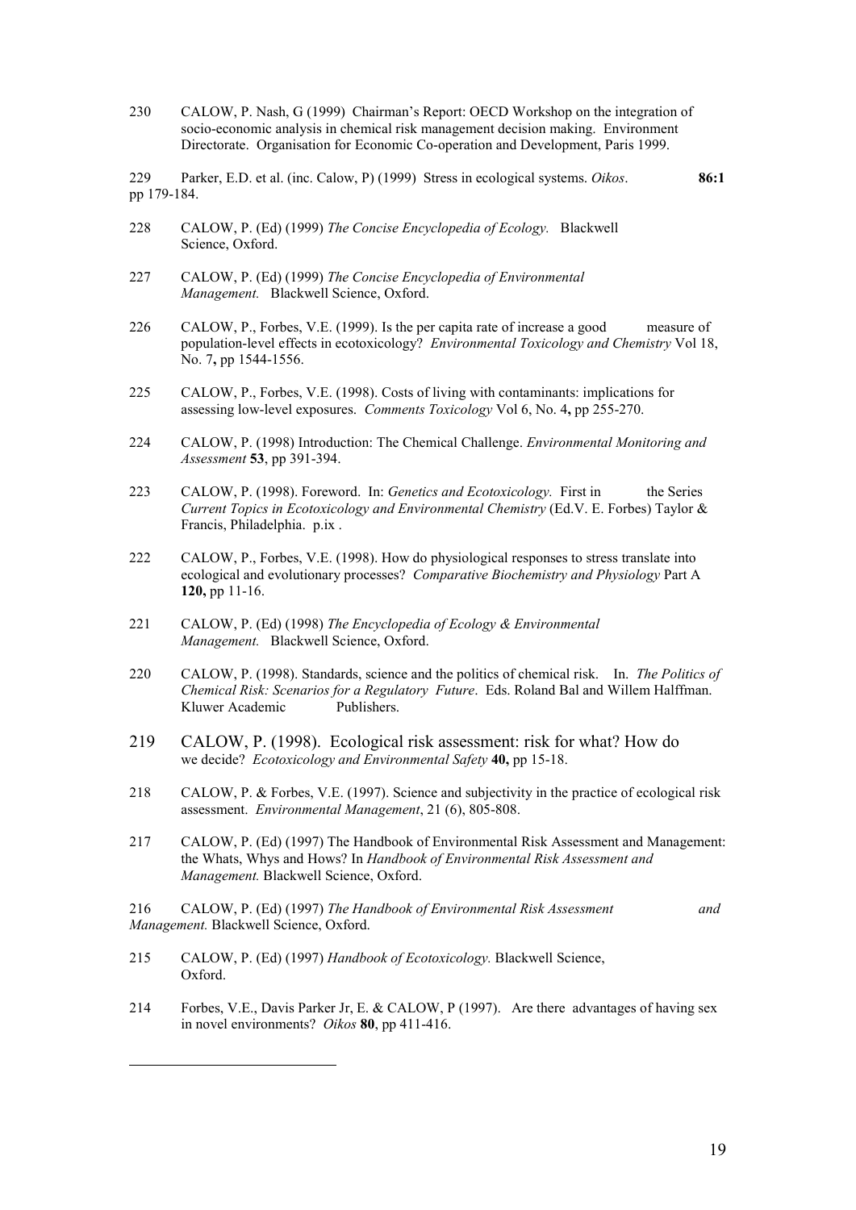230 CALOW, P. Nash, G (1999) Chairman's Report: OECD Workshop on the integration of socio-economic analysis in chemical risk management decision making. Environment Directorate. Organisation for Economic Co-operation and Development, Paris 1999.

229 Parker, E.D. et al. (inc. Calow, P) (1999) Stress in ecological systems. *Oikos*. **86:1** pp 179-184.

228 CALOW, P. (Ed) (1999) *The Concise Encyclopedia of Ecology.* Blackwell Science, Oxford.

227 CALOW, P. (Ed) (1999) *The Concise Encyclopedia of Environmental Management.* Blackwell Science, Oxford.

226 CALOW, P., Forbes, V.E. (1999). Is the per capita rate of increase a good measure of population-level effects in ecotoxicology? *Environmental Toxicology and Chemistry* Vol 18, No. 7**,** pp 1544-1556.

225 CALOW, P., Forbes, V.E. (1998). Costs of living with contaminants: implications for assessing low-level exposures. *Comments Toxicology* Vol 6, No. 4**,** pp 255-270.

224 CALOW, P. (1998) Introduction: The Chemical Challenge. *Environmental Monitoring and Assessment* **53**, pp 391-394.

223 CALOW, P. (1998). Foreword. In: *Genetics and Ecotoxicology.* First in the Series *Current Topics in Ecotoxicology and Environmental Chemistry* (Ed.V. E. Forbes) Taylor & Francis, Philadelphia. p.ix .

222 CALOW, P., Forbes, V.E. (1998). How do physiological responses to stress translate into ecological and evolutionary processes? *Comparative Biochemistry and Physiology* Part A **120,** pp 11-16.

221 CALOW, P. (Ed) (1998) *The Encyclopedia of Ecology & Environmental Management.* Blackwell Science, Oxford.

220 CALOW, P. (1998). Standards, science and the politics of chemical risk. In. *The Politics of Chemical Risk: Scenarios for a Regulatory Future*. Eds. Roland Bal and Willem Halffman. Kluwer Academic Publishers.

219 CALOW, P. (1998). Ecological risk assessment: risk for what? How do we decide? *Ecotoxicology and Environmental Safety* **40,** pp 15-18.

218 CALOW, P. & Forbes, V.E. (1997). Science and subjectivity in the practice of ecological risk assessment. *Environmental Management*, 21 (6), 805-808.

217 CALOW, P. (Ed) (1997) The Handbook of Environmental Risk Assessment and Management: the Whats, Whys and Hows? In *Handbook of Environmental Risk Assessment and Management.* Blackwell Science, Oxford.

216 CALOW, P. (Ed) (1997) *The Handbook of Environmental Risk Assessment and Management.* Blackwell Science, Oxford.

215 CALOW, P. (Ed) (1997) *Handbook of Ecotoxicology.* Blackwell Science, Oxford.

214 Forbes, V.E., Davis Parker Jr, E. & CALOW, P (1997). Are there advantages of having sex in novel environments? *Oikos* **80**, pp 411-416.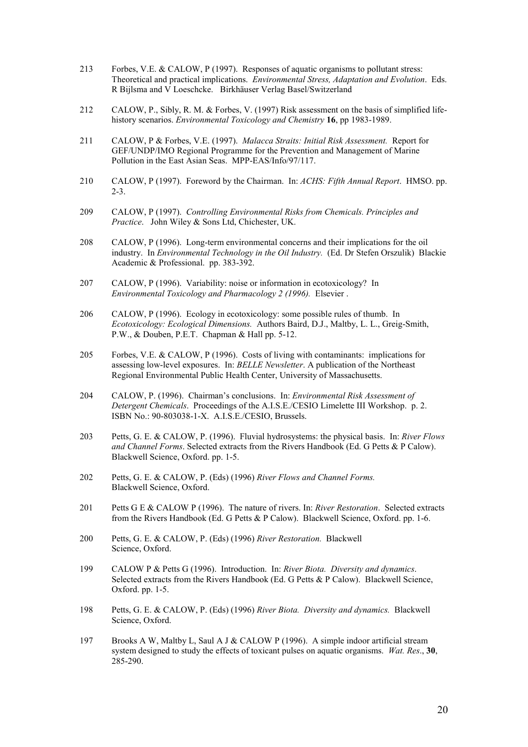213 Forbes, V.E. & CALOW, P (1997). Responses of aquatic organisms to pollutant stress: Theoretical and practical implications. *Environmental Stress, Adaptation and Evolution*. Eds. R Bijlsma and V Loeschcke. Birkhäuser Verlag Basel/Switzerland

212 CALOW, P., Sibly, R. M. & Forbes, V. (1997) Risk assessment on the basis of simplified life-history scenarios. *Environmental Toxicology and Chemistry* **16**, pp 1983-1989.

211 CALOW, P & Forbes, V.E. (1997). *Malacca Straits: Initial Risk Assessment.* Report for GEF/UNDP/IMO Regional Programme for the Prevention and Management of Marine Pollution in the East Asian Seas. MPP-EAS/Info/97/117.

210 CALOW, P (1997). Foreword by the Chairman. In: *ACHS: Fifth Annual Report*. HMSO. pp. 2-3.

209 CALOW, P (1997). *Controlling Environmental Risks from Chemicals. Principles and Practice*. John Wiley & Sons Ltd, Chichester, UK.

208 CALOW, P (1996). Long-term environmental concerns and their implications for the oil industry. In *Environmental Technology in the Oil Industry.* (Ed. Dr Stefen Orszulik) Blackie Academic & Professional. pp. 383-392.

207 CALOW, P (1996). Variability: noise or information in ecotoxicology? In *Environmental Toxicology and Pharmacology 2 (1996).* Elsevier .

206 CALOW, P (1996). Ecology in ecotoxicology: some possible rules of thumb. In *Ecotoxicology: Ecological Dimensions.* Authors Baird, D.J., Maltby, L. L., Greig-Smith, P.W., & Douben, P.E.T. Chapman & Hall pp. 5-12.

205 Forbes, V.E. & CALOW, P (1996). Costs of living with contaminants: implications for assessing low-level exposures. In: *BELLE Newsletter*. A publication of the Northeast Regional Environmental Public Health Center, University of Massachusetts.

204 CALOW, P. (1996). Chairman's conclusions. In: *Environmental Risk Assessment of Detergent Chemicals*. Proceedings of the A.I.S.E./CESIO Limelette III Workshop. p. 2. ISBN No.: 90-803038-1-X. A.I.S.E./CESIO, Brussels.

203 Petts, G. E. & CALOW, P. (1996). Fluvial hydrosystems: the physical basis. In: *River Flows and Channel Forms*. Selected extracts from the Rivers Handbook (Ed. G Petts & P Calow). Blackwell Science, Oxford. pp. 1-5.

202 Petts, G. E. & CALOW, P. (Eds) (1996) *River Flows and Channel Forms.* Blackwell Science, Oxford.

201 Petts G E & CALOW P (1996). The nature of rivers. In: *River Restoration*. Selected extracts from the Rivers Handbook (Ed. G Petts & P Calow). Blackwell Science, Oxford. pp. 1-6.

200 Petts, G. E. & CALOW, P. (Eds) (1996) *River Restoration.* Blackwell Science, Oxford.

199 CALOW P & Petts G (1996). Introduction. In: *River Biota. Diversity and dynamics*. Selected extracts from the Rivers Handbook (Ed. G Petts & P Calow). Blackwell Science, Oxford. pp. 1-5.

198 Petts, G. E. & CALOW, P. (Eds) (1996) *River Biota. Diversity and dynamics.* Blackwell Science, Oxford.

197 Brooks A W, Maltby L, Saul A J & CALOW P (1996). A simple indoor artificial stream system designed to study the effects of toxicant pulses on aquatic organisms. *Wat. Res*., **30**, 285-290.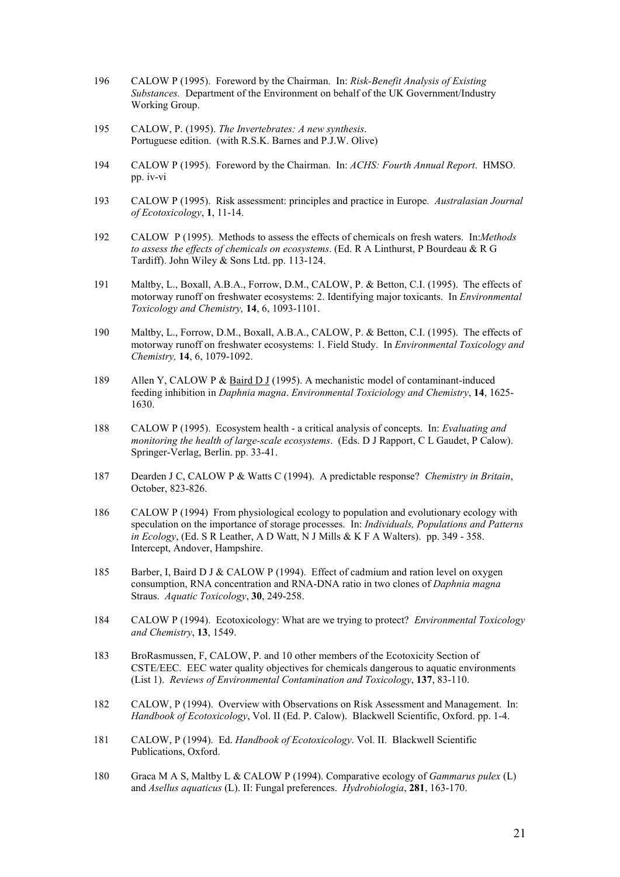196 CALOW P (1995). Foreword by the Chairman. In: *Risk-Benefit Analysis of Existing Substances.* Department of the Environment on behalf of the UK Government/Industry Working Group.

195 CALOW, P. (1995). *The Invertebrates: A new synthesis*. Portuguese edition. (with R.S.K. Barnes and P.J.W. Olive)

194 CALOW P (1995). Foreword by the Chairman. In: *ACHS: Fourth Annual Report*. HMSO. pp. iv-vi

193 CALOW P (1995). Risk assessment: principles and practice in Europe. *Australasian Journal of Ecotoxicology*, **1**, 11-14.

192 CALOW P (1995). Methods to assess the effects of chemicals on fresh waters. In:*Methods to assess the effects of chemicals on ecosystems*. (Ed. R A Linthurst, P Bourdeau & R G Tardiff). John Wiley & Sons Ltd. pp. 113-124.

191 Maltby, L., Boxall, A.B.A., Forrow, D.M., CALOW, P. & Betton, C.I. (1995). The effects of motorway runoff on freshwater ecosystems: 2. Identifying major toxicants. In *Environmental Toxicology and Chemistry,* **14**, 6, 1093-1101.

190 Maltby, L., Forrow, D.M., Boxall, A.B.A., CALOW, P. & Betton, C.I. (1995). The effects of motorway runoff on freshwater ecosystems: 1. Field Study. In *Environmental Toxicology and Chemistry,* **14**, 6, 1079-1092.

189 Allen Y, CALOW P & Baird D J (1995). A mechanistic model of contaminant-induced feeding inhibition in *Daphnia magna*. *Environmental Toxiciology and Chemistry*, **14**, 1625-1630.

188 CALOW P (1995). Ecosystem health - a critical analysis of concepts. In: *Evaluating and monitoring the health of large-scale ecosystems*. (Eds. D J Rapport, C L Gaudet, P Calow). Springer-Verlag, Berlin. pp. 33-41.

187 Dearden J C, CALOW P & Watts C (1994). A predictable response? *Chemistry in Britain*, October, 823-826.

186 CALOW P (1994) From physiological ecology to population and evolutionary ecology with speculation on the importance of storage processes. In: *Individuals, Populations and Patterns in Ecology*, (Ed. S R Leather, A D Watt, N J Mills & K F A Walters). pp. 349 - 358. Intercept, Andover, Hampshire.

185 Barber, I, Baird D J & CALOW P (1994). Effect of cadmium and ration level on oxygen consumption, RNA concentration and RNA-DNA ratio in two clones of *Daphnia magna* Straus. *Aquatic Toxicology*, **30**, 249-258.

184 CALOW P (1994). Ecotoxicology: What are we trying to protect? *Environmental Toxicology and Chemistry*, **13**, 1549.

183 BroRasmussen, F, CALOW, P. and 10 other members of the Ecotoxicity Section of CSTE/EEC. EEC water quality objectives for chemicals dangerous to aquatic environments (List 1). *Reviews of Environmental Contamination and Toxicology*, **137**, 83-110.

182 CALOW, P (1994). Overview with Observations on Risk Assessment and Management. In: *Handbook of Ecotoxicology*, Vol. II (Ed. P. Calow). Blackwell Scientific, Oxford. pp. 1-4.

181 CALOW, P (1994). Ed. *Handbook of Ecotoxicology*. Vol. II. Blackwell Scientific Publications, Oxford.

180 Graca M A S, Maltby L & CALOW P (1994). Comparative ecology of *Gammarus pulex* (L) and *Asellus aquaticus* (L). II: Fungal preferences. *Hydrobiologia*, **281**, 163-170.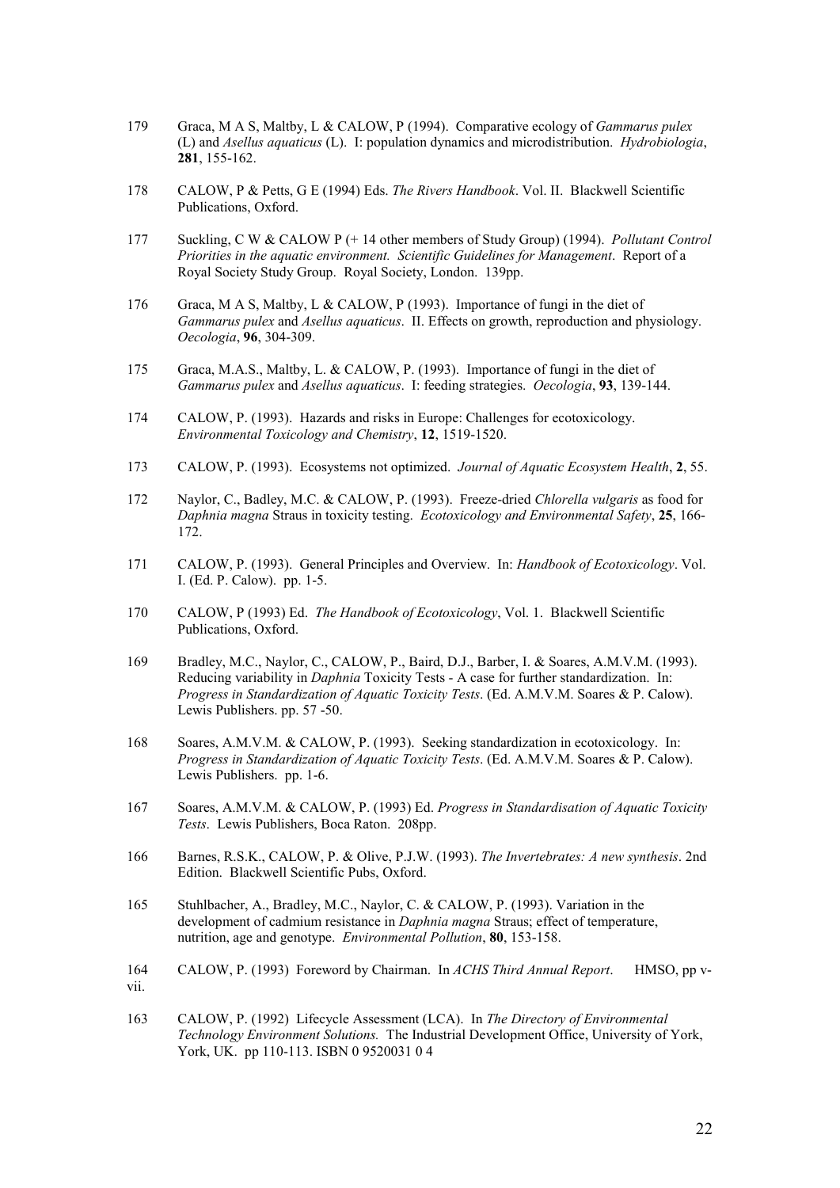179 Graca, M A S, Maltby, L & CALOW, P (1994). Comparative ecology of *Gammarus pulex* (L) and *Asellus aquaticus* (L). I: population dynamics and microdistribution. *Hydrobiologia*, **281**, 155-162.

178 CALOW, P & Petts, G E (1994) Eds. *The Rivers Handbook*. Vol. II. Blackwell Scientific Publications, Oxford.

177 Suckling, C W & CALOW P (+ 14 other members of Study Group) (1994). *Pollutant Control Priorities in the aquatic environment. Scientific Guidelines for Management*. Report of a Royal Society Study Group. Royal Society, London. 139pp.

176 Graca, M A S, Maltby, L & CALOW, P (1993). Importance of fungi in the diet of *Gammarus pulex* and *Asellus aquaticus*. II. Effects on growth, reproduction and physiology. *Oecologia*, **96**, 304-309.

175 Graca, M.A.S., Maltby, L. & CALOW, P. (1993). Importance of fungi in the diet of *Gammarus pulex* and *Asellus aquaticus*. I: feeding strategies. *Oecologia*, **93**, 139-144.

174 CALOW, P. (1993). Hazards and risks in Europe: Challenges for ecotoxicology. *Environmental Toxicology and Chemistry*, **12**, 1519-1520.

173 CALOW, P. (1993). Ecosystems not optimized. *Journal of Aquatic Ecosystem Health*, **2**, 55.

172 Naylor, C., Badley, M.C. & CALOW, P. (1993). Freeze-dried *Chlorella vulgaris* as food for *Daphnia magna* Straus in toxicity testing. *Ecotoxicology and Environmental Safety*, **25**, 166-172.

171 CALOW, P. (1993). General Principles and Overview. In: *Handbook of Ecotoxicology*. Vol. I. (Ed. P. Calow). pp. 1-5.

170 CALOW, P (1993) Ed. *The Handbook of Ecotoxicology*, Vol. 1. Blackwell Scientific Publications, Oxford.

169 Bradley, M.C., Naylor, C., CALOW, P., Baird, D.J., Barber, I. & Soares, A.M.V.M. (1993). Reducing variability in *Daphnia* Toxicity Tests - A case for further standardization. In: *Progress in Standardization of Aquatic Toxicity Tests*. (Ed. A.M.V.M. Soares & P. Calow). Lewis Publishers. pp. 57 -50.

168 Soares, A.M.V.M. & CALOW, P. (1993). Seeking standardization in ecotoxicology. In: *Progress in Standardization of Aquatic Toxicity Tests*. (Ed. A.M.V.M. Soares & P. Calow). Lewis Publishers. pp. 1-6.

167 Soares, A.M.V.M. & CALOW, P. (1993) Ed. *Progress in Standardisation of Aquatic Toxicity Tests*. Lewis Publishers, Boca Raton. 208pp.

166 Barnes, R.S.K., CALOW, P. & Olive, P.J.W. (1993). *The Invertebrates: A new synthesis*. 2nd Edition. Blackwell Scientific Pubs, Oxford.

165 Stuhlbacher, A., Bradley, M.C., Naylor, C. & CALOW, P. (1993). Variation in the development of cadmium resistance in *Daphnia magna* Straus; effect of temperature, nutrition, age and genotype. *Environmental Pollution*, **80**, 153-158.

164 CALOW, P. (1993) Foreword by Chairman. In *ACHS Third Annual Report*. HMSO, pp v-vii.

163 CALOW, P. (1992) Lifecycle Assessment (LCA). In *The Directory of Environmental Technology Environment Solutions.* The Industrial Development Office, University of York, York, UK. pp 110-113. ISBN 0 9520031 0 4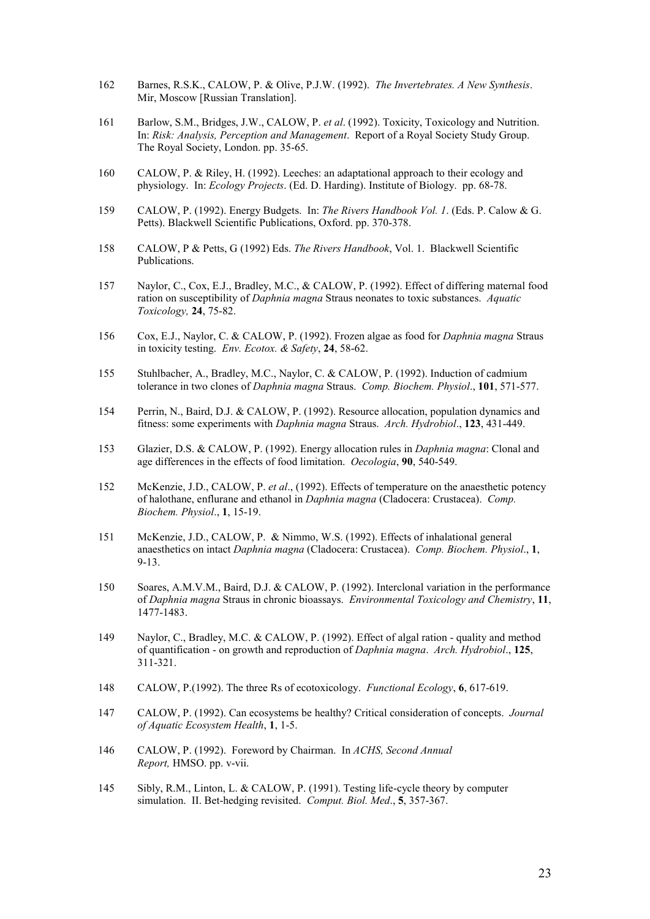162 Barnes, R.S.K., CALOW, P. & Olive, P.J.W. (1992). *The Invertebrates. A New Synthesis*. Mir, Moscow [Russian Translation].

161 Barlow, S.M., Bridges, J.W., CALOW, P. *et al*. (1992). Toxicity, Toxicology and Nutrition. In: *Risk: Analysis, Perception and Management*. Report of a Royal Society Study Group. The Royal Society, London. pp. 35-65.

160 CALOW, P. & Riley, H. (1992). Leeches: an adaptational approach to their ecology and physiology. In: *Ecology Projects*. (Ed. D. Harding). Institute of Biology. pp. 68-78.

159 CALOW, P. (1992). Energy Budgets. In: *The Rivers Handbook Vol. 1*. (Eds. P. Calow & G. Petts). Blackwell Scientific Publications, Oxford. pp. 370-378.

158 CALOW, P & Petts, G (1992) Eds. *The Rivers Handbook*, Vol. 1. Blackwell Scientific Publications.

157 Naylor, C., Cox, E.J., Bradley, M.C., & CALOW, P. (1992). Effect of differing maternal food ration on susceptibility of *Daphnia magna* Straus neonates to toxic substances. *Aquatic Toxicology,* **24**, 75-82.

156 Cox, E.J., Naylor, C. & CALOW, P. (1992). Frozen algae as food for *Daphnia magna* Straus in toxicity testing. *Env. Ecotox. & Safety*, **24**, 58-62.

155 Stuhlbacher, A., Bradley, M.C., Naylor, C. & CALOW, P. (1992). Induction of cadmium tolerance in two clones of *Daphnia magna* Straus. *Comp. Biochem. Physiol*., **101**, 571-577.

154 Perrin, N., Baird, D.J. & CALOW, P. (1992). Resource allocation, population dynamics and fitness: some experiments with *Daphnia magna* Straus. *Arch. Hydrobiol*., **123**, 431-449.

153 Glazier, D.S. & CALOW, P. (1992). Energy allocation rules in *Daphnia magna*: Clonal and age differences in the effects of food limitation. *Oecologia*, **90**, 540-549.

152 McKenzie, J.D., CALOW, P. *et al*., (1992). Effects of temperature on the anaesthetic potency of halothane, enflurane and ethanol in *Daphnia magna* (Cladocera: Crustacea). *Comp. Biochem. Physiol*., **1**, 15-19.

151 McKenzie, J.D., CALOW, P. & Nimmo, W.S. (1992). Effects of inhalational general anaesthetics on intact *Daphnia magna* (Cladocera: Crustacea). *Comp. Biochem. Physiol*., **1**, 9-13.

150 Soares, A.M.V.M., Baird, D.J. & CALOW, P. (1992). Interclonal variation in the performance of *Daphnia magna* Straus in chronic bioassays. *Environmental Toxicology and Chemistry*, **11**, 1477-1483.

149 Naylor, C., Bradley, M.C. & CALOW, P. (1992). Effect of algal ration - quality and method of quantification - on growth and reproduction of *Daphnia magna*. *Arch. Hydrobiol*., **125**, 311-321.

148 CALOW, P.(1992). The three Rs of ecotoxicology. *Functional Ecology*, **6**, 617-619.

147 CALOW, P. (1992). Can ecosystems be healthy? Critical consideration of concepts. *Journal of Aquatic Ecosystem Health*, **1**, 1-5.

146 CALOW, P. (1992). Foreword by Chairman. In *ACHS, Second Annual Report,* HMSO. pp. v-vii.

145 Sibly, R.M., Linton, L. & CALOW, P. (1991). Testing life-cycle theory by computer simulation. II. Bet-hedging revisited. *Comput. Biol. Med*., **5**, 357-367.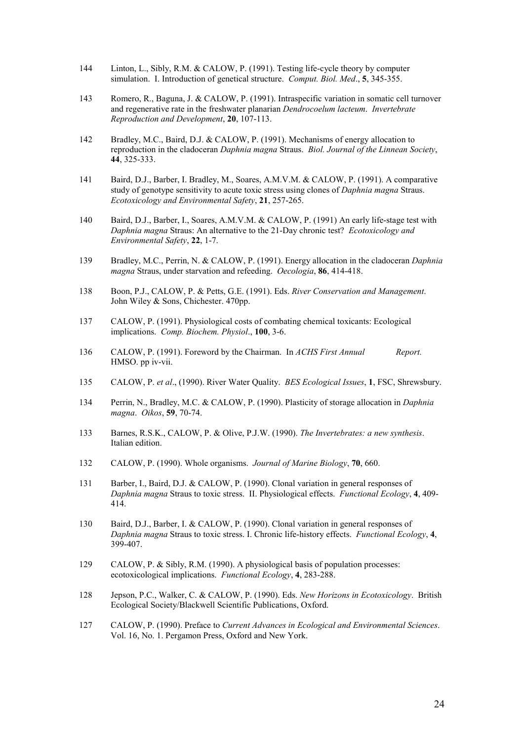144 Linton, L., Sibly, R.M. & CALOW, P. (1991). Testing life-cycle theory by computer simulation. I. Introduction of genetical structure. *Comput. Biol. Med*., **5**, 345-355.

143 Romero, R., Baguna, J. & CALOW, P. (1991). Intraspecific variation in somatic cell turnover and regenerative rate in the freshwater planarian *Dendrocoelum lacteum*. *Invertebrate Reproduction and Development*, **20**, 107-113.

142 Bradley, M.C., Baird, D.J. & CALOW, P. (1991). Mechanisms of energy allocation to reproduction in the cladoceran *Daphnia magna* Straus. *Biol. Journal of the Linnean Society*, **44**, 325-333.

141 Baird, D.J., Barber, I. Bradley, M., Soares, A.M.V.M. & CALOW, P. (1991). A comparative study of genotype sensitivity to acute toxic stress using clones of *Daphnia magna* Straus. *Ecotoxicology and Environmental Safety*, **21**, 257-265.

140 Baird, D.J., Barber, I., Soares, A.M.V.M. & CALOW, P. (1991) An early life-stage test with *Daphnia magna* Straus: An alternative to the 21-Day chronic test? *Ecotoxicology and Environmental Safety*, **22**, 1-7.

139 Bradley, M.C., Perrin, N. & CALOW, P. (1991). Energy allocation in the cladoceran *Daphnia magna* Straus, under starvation and refeeding. *Oecologia*, **86**, 414-418.

138 Boon, P.J., CALOW, P. & Petts, G.E. (1991). Eds. *River Conservation and Management*. John Wiley & Sons, Chichester. 470pp.

137 CALOW, P. (1991). Physiological costs of combating chemical toxicants: Ecological implications. *Comp. Biochem. Physiol*., **100**, 3-6.

136 CALOW, P. (1991). Foreword by the Chairman. In *ACHS First Annual Report.* HMSO. pp iv-vii.

135 CALOW, P. *et al*., (1990). River Water Quality. *BES Ecological Issues*, **1**, FSC, Shrewsbury.

134 Perrin, N., Bradley, M.C. & CALOW, P. (1990). Plasticity of storage allocation in *Daphnia magna*. *Oikos*, **59**, 70-74.

133 Barnes, R.S.K., CALOW, P. & Olive, P.J.W. (1990). *The Invertebrates: a new synthesis*. Italian edition.

132 CALOW, P. (1990). Whole organisms. *Journal of Marine Biology*, **70**, 660.

131 Barber, I., Baird, D.J. & CALOW, P. (1990). Clonal variation in general responses of *Daphnia magna* Straus to toxic stress. II. Physiological effects. *Functional Ecology*, **4**, 409-414.

130 Baird, D.J., Barber, I. & CALOW, P. (1990). Clonal variation in general responses of *Daphnia magna* Straus to toxic stress. I. Chronic life-history effects. *Functional Ecology*, **4**, 399-407.

129 CALOW, P. & Sibly, R.M. (1990). A physiological basis of population processes: ecotoxicological implications. *Functional Ecology*, **4**, 283-288.

128 Jepson, P.C., Walker, C. & CALOW, P. (1990). Eds. *New Horizons in Ecotoxicology*. British Ecological Society/Blackwell Scientific Publications, Oxford.

127 CALOW, P. (1990). Preface to *Current Advances in Ecological and Environmental Sciences*. Vol. 16, No. 1. Pergamon Press, Oxford and New York.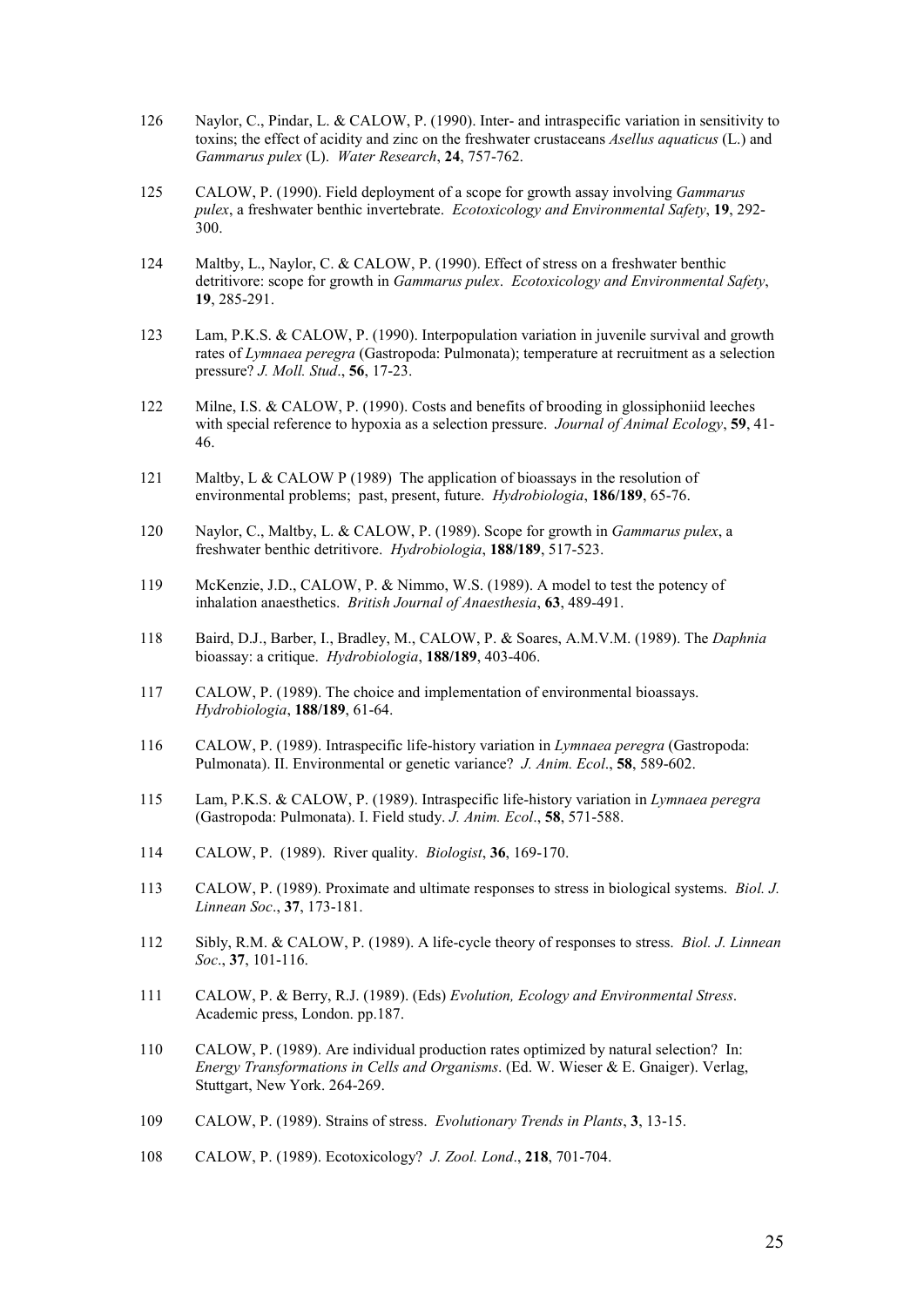126 Naylor, C., Pindar, L. & CALOW, P. (1990). Inter- and intraspecific variation in sensitivity to toxins; the effect of acidity and zinc on the freshwater crustaceans *Asellus aquaticus* (L.) and *Gammarus pulex* (L). *Water Research*, **24**, 757-762.

125 CALOW, P. (1990). Field deployment of a scope for growth assay involving *Gammarus pulex*, a freshwater benthic invertebrate. *Ecotoxicology and Environmental Safety*, **19**, 292-300.

124 Maltby, L., Naylor, C. & CALOW, P. (1990). Effect of stress on a freshwater benthic detritivore: scope for growth in *Gammarus pulex*. *Ecotoxicology and Environmental Safety*, **19**, 285-291.

123 Lam, P.K.S. & CALOW, P. (1990). Interpopulation variation in juvenile survival and growth rates of *Lymnaea peregra* (Gastropoda: Pulmonata); temperature at recruitment as a selection pressure? *J. Moll. Stud*., **56**, 17-23.

122 Milne, I.S. & CALOW, P. (1990). Costs and benefits of brooding in glossiphoniid leeches with special reference to hypoxia as a selection pressure. *Journal of Animal Ecology*, **59**, 41-46.

121 Maltby, L & CALOW P (1989) The application of bioassays in the resolution of environmental problems; past, present, future. *Hydrobiologia*, **186/189**, 65-76.

120 Naylor, C., Maltby, L. & CALOW, P. (1989). Scope for growth in *Gammarus pulex*, a freshwater benthic detritivore. *Hydrobiologia*, **188/189**, 517-523.

119 McKenzie, J.D., CALOW, P. & Nimmo, W.S. (1989). A model to test the potency of inhalation anaesthetics. *British Journal of Anaesthesia*, **63**, 489-491.

118 Baird, D.J., Barber, I., Bradley, M., CALOW, P. & Soares, A.M.V.M. (1989). The *Daphnia* bioassay: a critique. *Hydrobiologia*, **188/189**, 403-406.

117 CALOW, P. (1989). The choice and implementation of environmental bioassays. *Hydrobiologia*, **188/189**, 61-64.

116 CALOW, P. (1989). Intraspecific life-history variation in *Lymnaea peregra* (Gastropoda: Pulmonata). II. Environmental or genetic variance? *J. Anim. Ecol*., **58**, 589-602.

115 Lam, P.K.S. & CALOW, P. (1989). Intraspecific life-history variation in *Lymnaea peregra* (Gastropoda: Pulmonata). I. Field study. *J. Anim. Ecol*., **58**, 571-588.

114 CALOW, P. (1989). River quality. *Biologist*, **36**, 169-170.

113 CALOW, P. (1989). Proximate and ultimate responses to stress in biological systems. *Biol. J. Linnean Soc*., **37**, 173-181.

112 Sibly, R.M. & CALOW, P. (1989). A life-cycle theory of responses to stress. *Biol. J. Linnean Soc*., **37**, 101-116.

111 CALOW, P. & Berry, R.J. (1989). (Eds) *Evolution, Ecology and Environmental Stress*. Academic press, London. pp.187.

110 CALOW, P. (1989). Are individual production rates optimized by natural selection? In: *Energy Transformations in Cells and Organisms*. (Ed. W. Wieser & E. Gnaiger). Verlag, Stuttgart, New York. 264-269.

109 CALOW, P. (1989). Strains of stress. *Evolutionary Trends in Plants*, **3**, 13-15.

108 CALOW, P. (1989). Ecotoxicology? *J. Zool. Lond*., **218**, 701-704.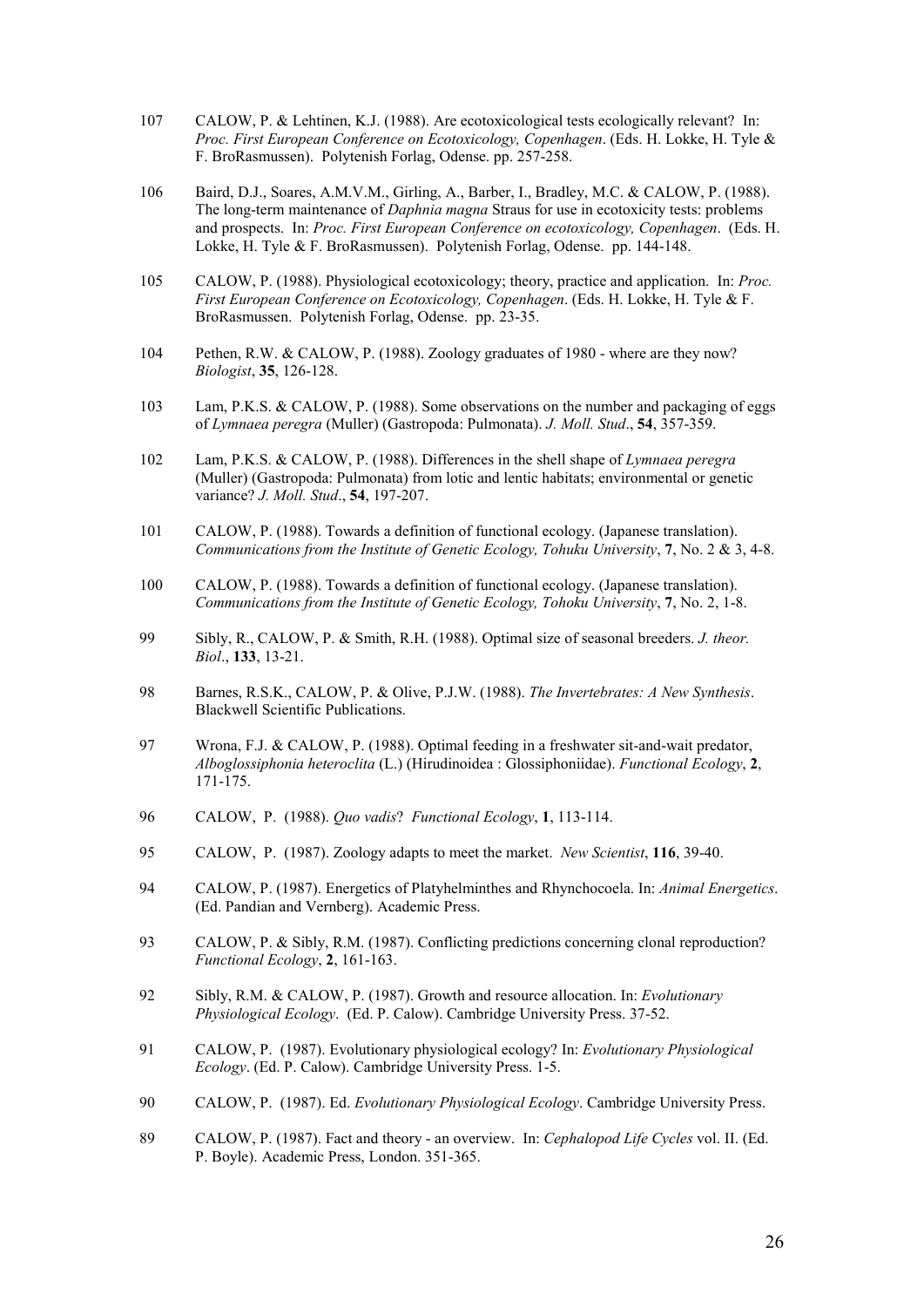107 CALOW, P. & Lehtinen, K.J. (1988). Are ecotoxicological tests ecologically relevant? In: *Proc. First European Conference on Ecotoxicology, Copenhagen*. (Eds. H. Lokke, H. Tyle & F. BroRasmussen). Polytenish Forlag, Odense. pp. 257-258.

106 Baird, D.J., Soares, A.M.V.M., Girling, A., Barber, I., Bradley, M.C. & CALOW, P. (1988). The long-term maintenance of *Daphnia magna* Straus for use in ecotoxicity tests: problems and prospects. In: *Proc. First European Conference on ecotoxicology, Copenhagen*. (Eds. H. Lokke, H. Tyle & F. BroRasmussen). Polytenish Forlag, Odense. pp. 144-148.

105 CALOW, P. (1988). Physiological ecotoxicology; theory, practice and application. In: *Proc. First European Conference on Ecotoxicology, Copenhagen*. (Eds. H. Lokke, H. Tyle & F. BroRasmussen. Polytenish Forlag, Odense. pp. 23-35.

104 Pethen, R.W. & CALOW, P. (1988). Zoology graduates of 1980 - where are they now? *Biologist*, **35**, 126-128.

103 Lam, P.K.S. & CALOW, P. (1988). Some observations on the number and packaging of eggs of *Lymnaea peregra* (Muller) (Gastropoda: Pulmonata). *J. Moll. Stud*., **54**, 357-359.

102 Lam, P.K.S. & CALOW, P. (1988). Differences in the shell shape of *Lymnaea peregra* (Muller) (Gastropoda: Pulmonata) from lotic and lentic habitats; environmental or genetic variance? *J. Moll. Stud*., **54**, 197-207.

101 CALOW, P. (1988). Towards a definition of functional ecology. (Japanese translation). *Communications from the Institute of Genetic Ecology, Tohuku University*, **7**, No. 2 & 3, 4-8.

100 CALOW, P. (1988). Towards a definition of functional ecology. (Japanese translation). *Communications from the Institute of Genetic Ecology, Tohoku University*, **7**, No. 2, 1-8.

99 Sibly, R., CALOW, P. & Smith, R.H. (1988). Optimal size of seasonal breeders. *J. theor. Biol*., **133**, 13-21.

98 Barnes, R.S.K., CALOW, P. & Olive, P.J.W. (1988). *The Invertebrates: A New Synthesis*. Blackwell Scientific Publications.

97 Wrona, F.J. & CALOW, P. (1988). Optimal feeding in a freshwater sit-and-wait predator, *Alboglossiphonia heteroclita* (L.) (Hirudinoidea : Glossiphoniidae). *Functional Ecology*, **2**, 171-175.

96 CALOW, P. (1988). *Quo vadis*? *Functional Ecology*, **1**, 113-114.

95 CALOW, P. (1987). Zoology adapts to meet the market. *New Scientist*, **116**, 39-40.

94 CALOW, P. (1987). Energetics of Platyhelminthes and Rhynchocoela. In: *Animal Energetics*. (Ed. Pandian and Vernberg). Academic Press.

93 CALOW, P. & Sibly, R.M. (1987). Conflicting predictions concerning clonal reproduction? *Functional Ecology*, **2**, 161-163.

92 Sibly, R.M. & CALOW, P. (1987). Growth and resource allocation. In: *Evolutionary Physiological Ecology*. (Ed. P. Calow). Cambridge University Press. 37-52.

91 CALOW, P. (1987). Evolutionary physiological ecology? In: *Evolutionary Physiological Ecology*. (Ed. P. Calow). Cambridge University Press. 1-5.

90 CALOW, P. (1987). Ed. *Evolutionary Physiological Ecology*. Cambridge University Press.

89 CALOW, P. (1987). Fact and theory - an overview. In: *Cephalopod Life Cycles* vol. II. (Ed. P. Boyle). Academic Press, London. 351-365.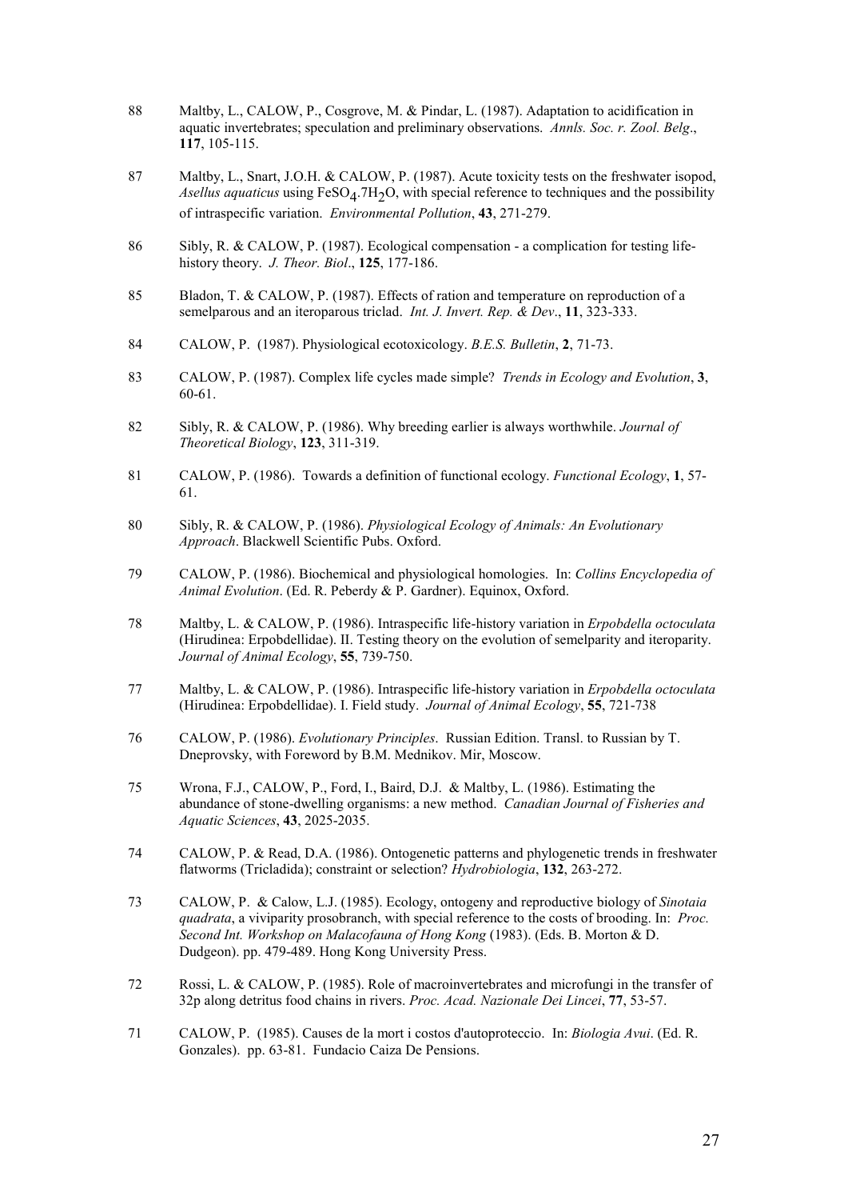88 Maltby, L., CALOW, P., Cosgrove, M. & Pindar, L. (1987). Adaptation to acidification in aquatic invertebrates; speculation and preliminary observations. *Annls. Soc. r. Zool. Belg*., **117**, 105-115.

87 Maltby, L., Snart, J.O.H. & CALOW, P. (1987). Acute toxicity tests on the freshwater isopod, *Asellus aquaticus* using $FeSO_4.7H_2O$, with special reference to techniques and the possibility of intraspecific variation. *Environmental Pollution*, **43**, 271-279.

86 Sibly, R. & CALOW, P. (1987). Ecological compensation - a complication for testing life-history theory. *J. Theor. Biol*., **125**, 177-186.

85 Bladon, T. & CALOW, P. (1987). Effects of ration and temperature on reproduction of a semelparous and an iteroparous triclad. *Int. J. Invert. Rep. & Dev*., **11**, 323-333.

84 CALOW, P. (1987). Physiological ecotoxicology. *B.E.S. Bulletin*, **2**, 71-73.

83 CALOW, P. (1987). Complex life cycles made simple? *Trends in Ecology and Evolution*, **3**, 60-61.

82 Sibly, R. & CALOW, P. (1986). Why breeding earlier is always worthwhile. *Journal of Theoretical Biology*, **123**, 311-319.

81 CALOW, P. (1986). Towards a definition of functional ecology. *Functional Ecology*, **1**, 57-61.

80 Sibly, R. & CALOW, P. (1986). *Physiological Ecology of Animals: An Evolutionary Approach*. Blackwell Scientific Pubs. Oxford.

79 CALOW, P. (1986). Biochemical and physiological homologies. In: *Collins Encyclopedia of Animal Evolution*. (Ed. R. Peberdy & P. Gardner). Equinox, Oxford.

78 Maltby, L. & CALOW, P. (1986). Intraspecific life-history variation in *Erpobdella octoculata* (Hirudinea: Erpobdellidae). II. Testing theory on the evolution of semelparity and iteroparity. *Journal of Animal Ecology*, **55**, 739-750.

77 Maltby, L. & CALOW, P. (1986). Intraspecific life-history variation in *Erpobdella octoculata* (Hirudinea: Erpobdellidae). I. Field study. *Journal of Animal Ecology*, **55**, 721-738

76 CALOW, P. (1986). *Evolutionary Principles*. Russian Edition. Transl. to Russian by T. Dneprovsky, with Foreword by B.M. Mednikov. Mir, Moscow.

75 Wrona, F.J., CALOW, P., Ford, I., Baird, D.J. & Maltby, L. (1986). Estimating the abundance of stone-dwelling organisms: a new method. *Canadian Journal of Fisheries and Aquatic Sciences*, **43**, 2025-2035.

74 CALOW, P. & Read, D.A. (1986). Ontogenetic patterns and phylogenetic trends in freshwater flatworms (Tricladida); constraint or selection? *Hydrobiologia*, **132**, 263-272.

73 CALOW, P. & Calow, L.J. (1985). Ecology, ontogeny and reproductive biology of *Sinotaia quadrata*, a viviparity prosobranch, with special reference to the costs of brooding. In: *Proc. Second Int. Workshop on Malacofauna of Hong Kong* (1983). (Eds. B. Morton & D. Dudgeon). pp. 479-489. Hong Kong University Press.

72 Rossi, L. & CALOW, P. (1985). Role of macroinvertebrates and microfungi in the transfer of 32p along detritus food chains in rivers. *Proc. Acad. Nazionale Dei Lincei*, **77**, 53-57.

71 CALOW, P. (1985). Causes de la mort i costos d'autoproteccio. In: *Biologia Avui*. (Ed. R. Gonzales). pp. 63-81. Fundacio Caiza De Pensions.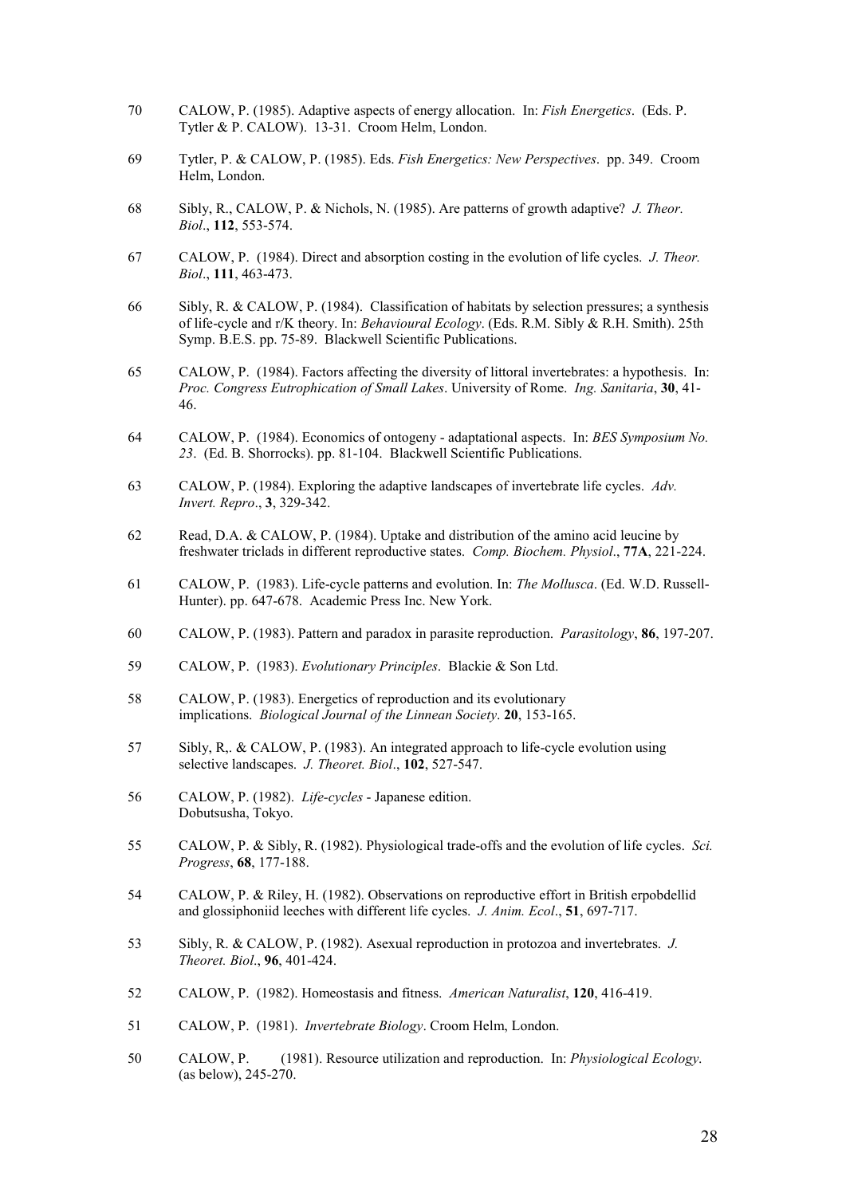70 CALOW, P. (1985). Adaptive aspects of energy allocation. In: *Fish Energetics*. (Eds. P. Tytler & P. CALOW). 13-31. Croom Helm, London.

69 Tytler, P. & CALOW, P. (1985). Eds. *Fish Energetics: New Perspectives*. pp. 349. Croom Helm, London.

68 Sibly, R., CALOW, P. & Nichols, N. (1985). Are patterns of growth adaptive? *J. Theor. Biol*., **112**, 553-574.

67 CALOW, P. (1984). Direct and absorption costing in the evolution of life cycles. *J. Theor. Biol*., **111**, 463-473.

66 Sibly, R. & CALOW, P. (1984). Classification of habitats by selection pressures; a synthesis of life-cycle and r/K theory. In: *Behavioural Ecology*. (Eds. R.M. Sibly & R.H. Smith). 25th Symp. B.E.S. pp. 75-89. Blackwell Scientific Publications.

65 CALOW, P. (1984). Factors affecting the diversity of littoral invertebrates: a hypothesis. In: *Proc. Congress Eutrophication of Small Lakes*. University of Rome. *Ing. Sanitaria*, **30**, 41-46.

64 CALOW, P. (1984). Economics of ontogeny - adaptational aspects. In: *BES Symposium No. 23*. (Ed. B. Shorrocks). pp. 81-104. Blackwell Scientific Publications.

63 CALOW, P. (1984). Exploring the adaptive landscapes of invertebrate life cycles. *Adv. Invert. Repro*., **3**, 329-342.

62 Read, D.A. & CALOW, P. (1984). Uptake and distribution of the amino acid leucine by freshwater triclads in different reproductive states. *Comp. Biochem. Physiol*., **77A**, 221-224.

61 CALOW, P. (1983). Life-cycle patterns and evolution. In: *The Mollusca*. (Ed. W.D. Russell-Hunter). pp. 647-678. Academic Press Inc. New York.

60 CALOW, P. (1983). Pattern and paradox in parasite reproduction. *Parasitology*, **86**, 197-207.

59 CALOW, P. (1983). *Evolutionary Principles*. Blackie & Son Ltd.

58 CALOW, P. (1983). Energetics of reproduction and its evolutionary implications. *Biological Journal of the Linnean Society*. **20**, 153-165.

57 Sibly, R,. & CALOW, P. (1983). An integrated approach to life-cycle evolution using selective landscapes. *J. Theoret. Biol*., **102**, 527-547.

56 CALOW, P. (1982). *Life-cycles* - Japanese edition. Dobutsusha, Tokyo.

55 CALOW, P. & Sibly, R. (1982). Physiological trade-offs and the evolution of life cycles. *Sci. Progress*, **68**, 177-188.

54 CALOW, P. & Riley, H. (1982). Observations on reproductive effort in British erpobdellid and glossiphoniid leeches with different life cycles. *J. Anim. Ecol*., **51**, 697-717.

53 Sibly, R. & CALOW, P. (1982). Asexual reproduction in protozoa and invertebrates. *J. Theoret. Biol*., **96**, 401-424.

52 CALOW, P. (1982). Homeostasis and fitness. *American Naturalist*, **120**, 416-419.

51 CALOW, P. (1981). *Invertebrate Biology*. Croom Helm, London.

50 CALOW, P. (1981). Resource utilization and reproduction. In: *Physiological Ecology*. (as below), 245-270.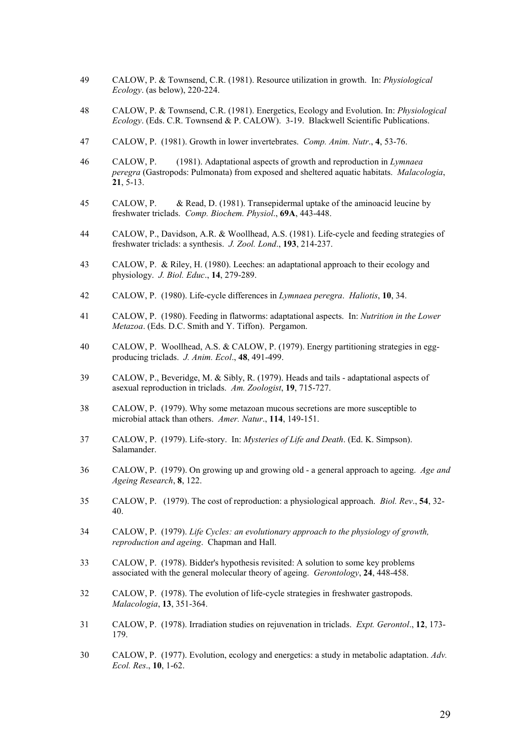49 CALOW, P. & Townsend, C.R. (1981). Resource utilization in growth. In: *Physiological Ecology*. (as below), 220-224.

48 CALOW, P. & Townsend, C.R. (1981). Energetics, Ecology and Evolution. In: *Physiological Ecology*. (Eds. C.R. Townsend & P. CALOW). 3-19. Blackwell Scientific Publications.

47 CALOW, P. (1981). Growth in lower invertebrates. *Comp. Anim. Nutr*., **4**, 53-76.

46 CALOW, P. (1981). Adaptational aspects of growth and reproduction in *Lymnaea peregra* (Gastropods: Pulmonata) from exposed and sheltered aquatic habitats. *Malacologia*, **21**, 5-13.

45 CALOW, P. & Read, D. (1981). Transepidermal uptake of the aminoacid leucine by freshwater triclads. *Comp. Biochem. Physiol*., **69A**, 443-448.

44 CALOW, P., Davidson, A.R. & Woollhead, A.S. (1981). Life-cycle and feeding strategies of freshwater triclads: a synthesis. *J. Zool. Lond*., **193**, 214-237.

43 CALOW, P. & Riley, H. (1980). Leeches: an adaptational approach to their ecology and physiology. *J. Biol. Educ*., **14**, 279-289.

42 CALOW, P. (1980). Life-cycle differences in *Lymnaea peregra*. *Haliotis*, **10**, 34.

41 CALOW, P. (1980). Feeding in flatworms: adaptational aspects. In: *Nutrition in the Lower Metazoa*. (Eds. D.C. Smith and Y. Tiffon). Pergamon.

40 CALOW, P. Woollhead, A.S. & CALOW, P. (1979). Energy partitioning strategies in egg-producing triclads. *J. Anim. Ecol*., **48**, 491-499.

39 CALOW, P., Beveridge, M. & Sibly, R. (1979). Heads and tails - adaptational aspects of asexual reproduction in triclads. *Am. Zoologist*, **19**, 715-727.

38 CALOW, P. (1979). Why some metazoan mucous secretions are more susceptible to microbial attack than others. *Amer. Natur*., **114**, 149-151.

37 CALOW, P. (1979). Life-story. In: *Mysteries of Life and Death*. (Ed. K. Simpson). Salamander.

36 CALOW, P. (1979). On growing up and growing old - a general approach to ageing. *Age and Ageing Research*, **8**, 122.

35 CALOW, P. (1979). The cost of reproduction: a physiological approach. *Biol. Rev*., **54**, 32-40.

34 CALOW, P. (1979). *Life Cycles: an evolutionary approach to the physiology of growth, reproduction and ageing*. Chapman and Hall.

33 CALOW, P. (1978). Bidder's hypothesis revisited: A solution to some key problems associated with the general molecular theory of ageing. *Gerontology*, **24**, 448-458.

32 CALOW, P. (1978). The evolution of life-cycle strategies in freshwater gastropods. *Malacologia*, **13**, 351-364.

31 CALOW, P. (1978). Irradiation studies on rejuvenation in triclads. *Expt. Gerontol*., **12**, 173-179.

30 CALOW, P. (1977). Evolution, ecology and energetics: a study in metabolic adaptation. *Adv. Ecol. Res*., **10**, 1-62.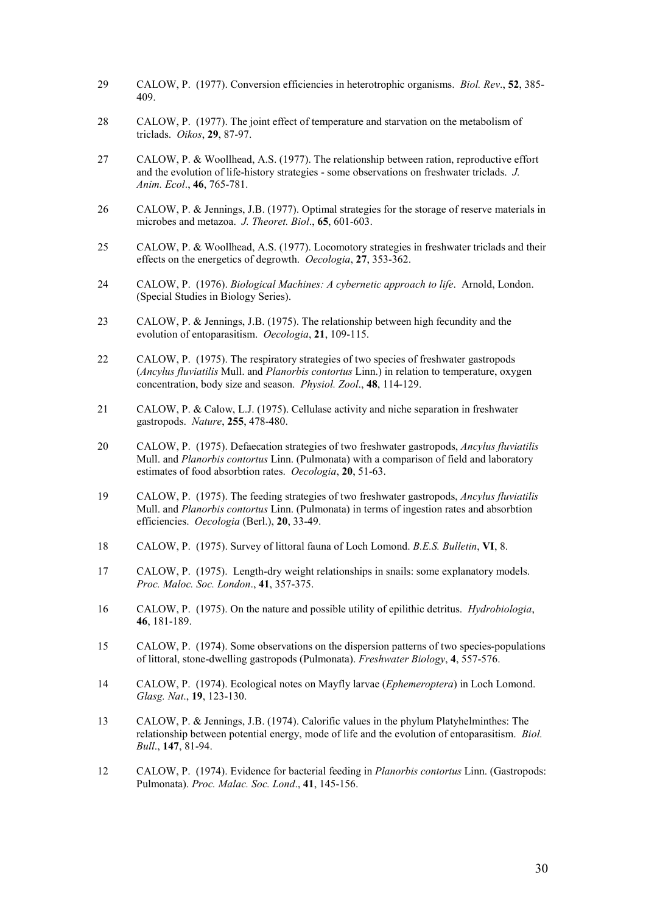29 CALOW, P. (1977). Conversion efficiencies in heterotrophic organisms. *Biol. Rev*., **52**, 385-409.

28 CALOW, P. (1977). The joint effect of temperature and starvation on the metabolism of triclads. *Oikos*, **29**, 87-97.

27 CALOW, P. & Woollhead, A.S. (1977). The relationship between ration, reproductive effort and the evolution of life-history strategies - some observations on freshwater triclads. *J. Anim. Ecol*., **46**, 765-781.

26 CALOW, P. & Jennings, J.B. (1977). Optimal strategies for the storage of reserve materials in microbes and metazoa. *J. Theoret. Biol*., **65**, 601-603.

25 CALOW, P. & Woollhead, A.S. (1977). Locomotory strategies in freshwater triclads and their effects on the energetics of degrowth. *Oecologia*, **27**, 353-362.

24 CALOW, P. (1976). *Biological Machines: A cybernetic approach to life*. Arnold, London. (Special Studies in Biology Series).

23 CALOW, P. & Jennings, J.B. (1975). The relationship between high fecundity and the evolution of entoparasitism. *Oecologia*, **21**, 109-115.

22 CALOW, P. (1975). The respiratory strategies of two species of freshwater gastropods (*Ancylus fluviatilis* Mull. and *Planorbis contortus* Linn.) in relation to temperature, oxygen concentration, body size and season. *Physiol. Zool*., **48**, 114-129.

21 CALOW, P. & Calow, L.J. (1975). Cellulase activity and niche separation in freshwater gastropods. *Nature*, **255**, 478-480.

20 CALOW, P. (1975). Defaecation strategies of two freshwater gastropods, *Ancylus fluviatilis* Mull. and *Planorbis contortus* Linn. (Pulmonata) with a comparison of field and laboratory estimates of food absorbtion rates. *Oecologia*, **20**, 51-63.

19 CALOW, P. (1975). The feeding strategies of two freshwater gastropods, *Ancylus fluviatilis* Mull. and *Planorbis contortus* Linn. (Pulmonata) in terms of ingestion rates and absorbtion efficiencies. *Oecologia* (Berl.), **20**, 33-49.

18 CALOW, P. (1975). Survey of littoral fauna of Loch Lomond. *B.E.S. Bulletin*, **VI**, 8.

17 CALOW, P. (1975). Length-dry weight relationships in snails: some explanatory models. *Proc. Maloc. Soc. London*., **41**, 357-375.

16 CALOW, P. (1975). On the nature and possible utility of epilithic detritus. *Hydrobiologia*, **46**, 181-189.

15 CALOW, P. (1974). Some observations on the dispersion patterns of two species-populations of littoral, stone-dwelling gastropods (Pulmonata). *Freshwater Biology*, **4**, 557-576.

14 CALOW, P. (1974). Ecological notes on Mayfly larvae (*Ephemeroptera*) in Loch Lomond. *Glasg. Nat*., **19**, 123-130.

13 CALOW, P. & Jennings, J.B. (1974). Calorific values in the phylum Platyhelminthes: The relationship between potential energy, mode of life and the evolution of entoparasitism. *Biol. Bull*., **147**, 81-94.

12 CALOW, P. (1974). Evidence for bacterial feeding in *Planorbis contortus* Linn. (Gastropods: Pulmonata). *Proc. Malac. Soc. Lond*., **41**, 145-156.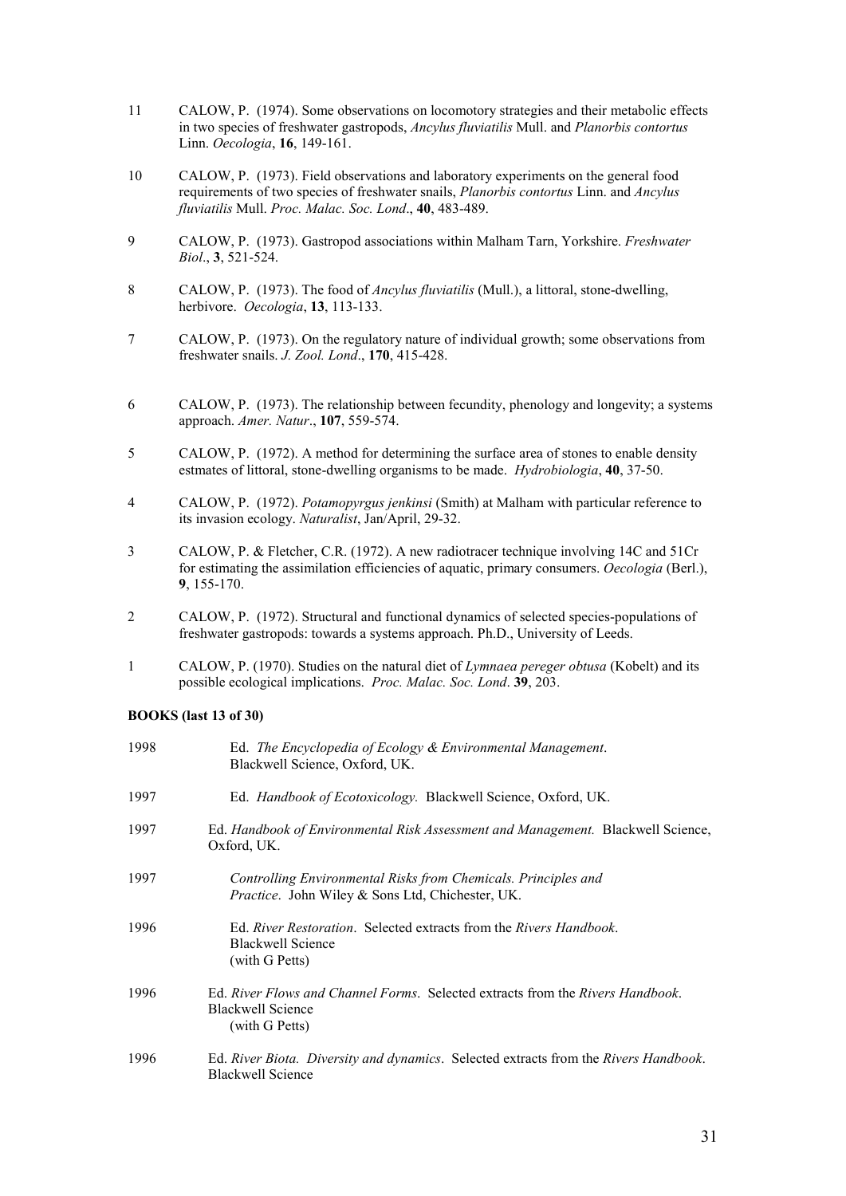11 CALOW, P. (1974). Some observations on locomotory strategies and their metabolic effects in two species of freshwater gastropods, *Ancylus fluviatilis* Mull. and *Planorbis contortus* Linn. *Oecologia*, **16**, 149-161.

10 CALOW, P. (1973). Field observations and laboratory experiments on the general food requirements of two species of freshwater snails, *Planorbis contortus* Linn. and *Ancylus fluviatilis* Mull. *Proc. Malac. Soc. Lond*., **40**, 483-489.

9 CALOW, P. (1973). Gastropod associations within Malham Tarn, Yorkshire. *Freshwater Biol*., **3**, 521-524.

8 CALOW, P. (1973). The food of *Ancylus fluviatilis* (Mull.), a littoral, stone-dwelling, herbivore. *Oecologia*, **13**, 113-133.

7 CALOW, P. (1973). On the regulatory nature of individual growth; some observations from freshwater snails. *J. Zool. Lond*., **170**, 415-428.

6 CALOW, P. (1973). The relationship between fecundity, phenology and longevity; a systems approach. *Amer. Natur*., **107**, 559-574.

5 CALOW, P. (1972). A method for determining the surface area of stones to enable density estmates of littoral, stone-dwelling organisms to be made. *Hydrobiologia*, **40**, 37-50.

4 CALOW, P. (1972). *Potamopyrgus jenkinsi* (Smith) at Malham with particular reference to its invasion ecology. *Naturalist*, Jan/April, 29-32.

3 CALOW, P. & Fletcher, C.R. (1972). A new radiotracer technique involving 14C and 51Cr for estimating the assimilation efficiencies of aquatic, primary consumers. *Oecologia* (Berl.), **9**, 155-170.

2 CALOW, P. (1972). Structural and functional dynamics of selected species-populations of freshwater gastropods: towards a systems approach. Ph.D., University of Leeds.

1 CALOW, P. (1970). Studies on the natural diet of *Lymnaea pereger obtusa* (Kobelt) and its possible ecological implications. *Proc. Malac. Soc. Lond*. **39**, 203.

**BOOKS (last 13 of 30)**

1998 Ed. *The Encyclopedia of Ecology & Environmental Management*. Blackwell Science, Oxford, UK.

1997 Ed. *Handbook of Ecotoxicology.* Blackwell Science, Oxford, UK.

1997 Ed. *Handbook of Environmental Risk Assessment and Management.* Blackwell Science, Oxford, UK.

1997 *Controlling Environmental Risks from Chemicals. Principles and Practice*. John Wiley & Sons Ltd, Chichester, UK.

1996 Ed. *River Restoration*. Selected extracts from the *Rivers Handbook*. Blackwell Science (with G Petts)

1996 Ed. *River Flows and Channel Forms*. Selected extracts from the *Rivers Handbook*. Blackwell Science (with G Petts)

1996 Ed. *River Biota. Diversity and dynamics*. Selected extracts from the *Rivers Handbook*. Blackwell Science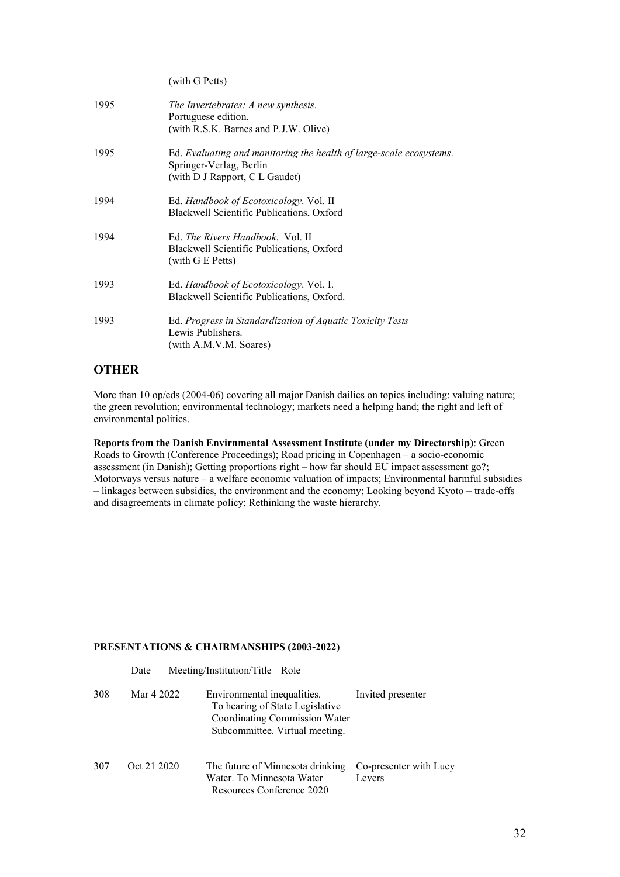(with G Petts)

| | |
|---|---|
| 1995 | *The Invertebrates: A new synthesis*.<br>Portuguese edition.<br>(with R.S.K. Barnes and P.J.W. Olive) |
| 1995 | Ed. *Evaluating and monitoring the health of large-scale ecosystems*.<br>Springer-Verlag, Berlin<br>(with D J Rapport, C L Gaudet) |
| 1994 | Ed. *Handbook of Ecotoxicology*. Vol. II<br>Blackwell Scientific Publications, Oxford |
| 1994 | Ed. *The Rivers Handbook*. Vol. II<br>Blackwell Scientific Publications, Oxford<br>(with G E Petts) |
| 1993 | Ed. *Handbook of Ecotoxicology*. Vol. I.<br>Blackwell Scientific Publications, Oxford. |
| 1993 | Ed. *Progress in Standardization of Aquatic Toxicity Tests*<br>Lewis Publishers.<br>(with A.M.V.M. Soares) |

## OTHER

More than 10 op/eds (2004-06) covering all major Danish dailies on topics including: valuing nature; the green revolution; environmental technology; markets need a helping hand; the right and left of environmental politics.

**Reports from the Danish Envirnmental Assessment Institute (under my Directorship)**: Green Roads to Growth (Conference Proceedings); Road pricing in Copenhagen – a socio-economic assessment (in Danish); Getting proportions right – how far should EU impact assessment go?; Motorways versus nature – a welfare economic valuation of impacts; Environmental harmful subsidies – linkages between subsidies, the environment and the economy; Looking beyond Kyoto – trade-offs and disagreements in climate policy; Rethinking the waste hierarchy.

**PRESENTATIONS & CHAIRMANSHIPS (2003-2022)**

| | Date | Meeting/Institution/Title | Role |
|---|---|---|---|
| 308 | Mar 4 2022 | Environmental inequalities. To hearing of State Legislative Coordinating Commission Water Subcommittee. Virtual meeting. | Invited presenter |
| 307 | Oct 21 2020 | The future of Minnesota drinking Water. To Minnesota Water Resources Conference 2020 | Co-presenter with Lucy Levers |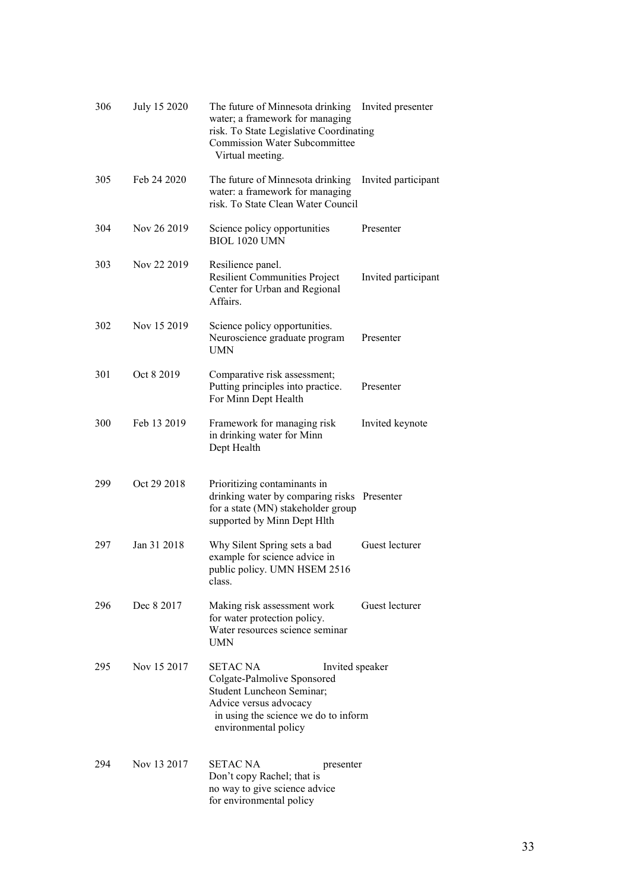| | | | |
|---|---|---|---|
| 306 | July 15 2020 | The future of Minnesota drinking water; a framework for managing risk. To State Legislative Coordinating Commission Water Subcommittee Virtual meeting. | Invited presenter |
| 305 | Feb 24 2020 | The future of Minnesota drinking water: a framework for managing risk. To State Clean Water Council | Invited participant |
| 304 | Nov 26 2019 | Science policy opportunities BIOL 1020 UMN | Presenter |
| 303 | Nov 22 2019 | Resilience panel. Resilient Communities Project Center for Urban and Regional Affairs. | Invited participant |
| 302 | Nov 15 2019 | Science policy opportunities. Neuroscience graduate program UMN | Presenter |
| 301 | Oct 8 2019 | Comparative risk assessment; Putting principles into practice. For Minn Dept Health | Presenter |
| 300 | Feb 13 2019 | Framework for managing risk in drinking water for Minn Dept Health | Invited keynote |
| 299 | Oct 29 2018 | Prioritizing contaminants in drinking water by comparing risks for a state (MN) stakeholder group supported by Minn Dept Hlth | Presenter |
| 297 | Jan 31 2018 | Why Silent Spring sets a bad example for science advice in public policy. UMN HSEM 2516 class. | Guest lecturer |
| 296 | Dec 8 2017 | Making risk assessment work for water protection policy. Water resources science seminar UMN | Guest lecturer |
| 295 | Nov 15 2017 | SETAC NA Colgate-Palmolive Sponsored Student Luncheon Seminar; Advice versus advocacy in using the science we do to inform environmental policy | Invited speaker |
| 294 | Nov 13 2017 | SETAC NA Don't copy Rachel; that is no way to give science advice for environmental policy | presenter |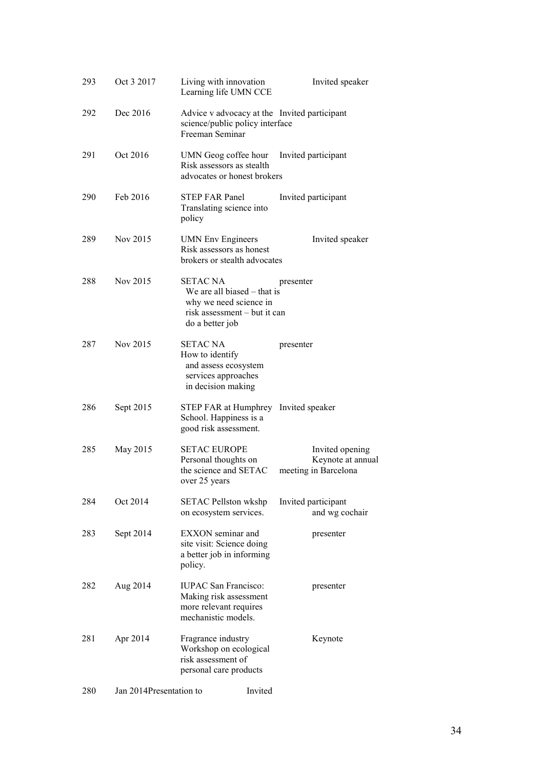| | | | |
|---|---|---|---|
| 293 | Oct 3 2017 | Living with innovation Learning life UMN CCE | Invited speaker |
| 292 | Dec 2016 | Advice v advocacy at the science/public policy interface Freeman Seminar | Invited participant |
| 291 | Oct 2016 | UMN Geog coffee hour Risk assessors as stealth advocates or honest brokers | Invited participant |
| 290 | Feb 2016 | STEP FAR Panel Translating science into policy | Invited participant |
| 289 | Nov 2015 | UMN Env Engineers Risk assessors as honest brokers or stealth advocates | Invited speaker |
| 288 | Nov 2015 | SETAC NA We are all biased – that is why we need science in risk assessment – but it can do a better job | presenter |
| 287 | Nov 2015 | SETAC NA How to identify and assess ecosystem services approaches in decision making | presenter |
| 286 | Sept 2015 | STEP FAR at Humphrey School. Happiness is a good risk assessment. | Invited speaker |
| 285 | May 2015 | SETAC EUROPE Personal thoughts on the science and SETAC over 25 years | Invited opening Keynote at annual meeting in Barcelona |
| 284 | Oct 2014 | SETAC Pellston wkshp on ecosystem services. | Invited participant and wg cochair |
| 283 | Sept 2014 | EXXON seminar and site visit: Science doing a better job in informing policy. | presenter |
| 282 | Aug 2014 | IUPAC San Francisco: Making risk assessment more relevant requires mechanistic models. | presenter |
| 281 | Apr 2014 | Fragrance industry Workshop on ecological risk assessment of personal care products | Keynote |
| 280 | Jan 2014 | Presentation to | Invited |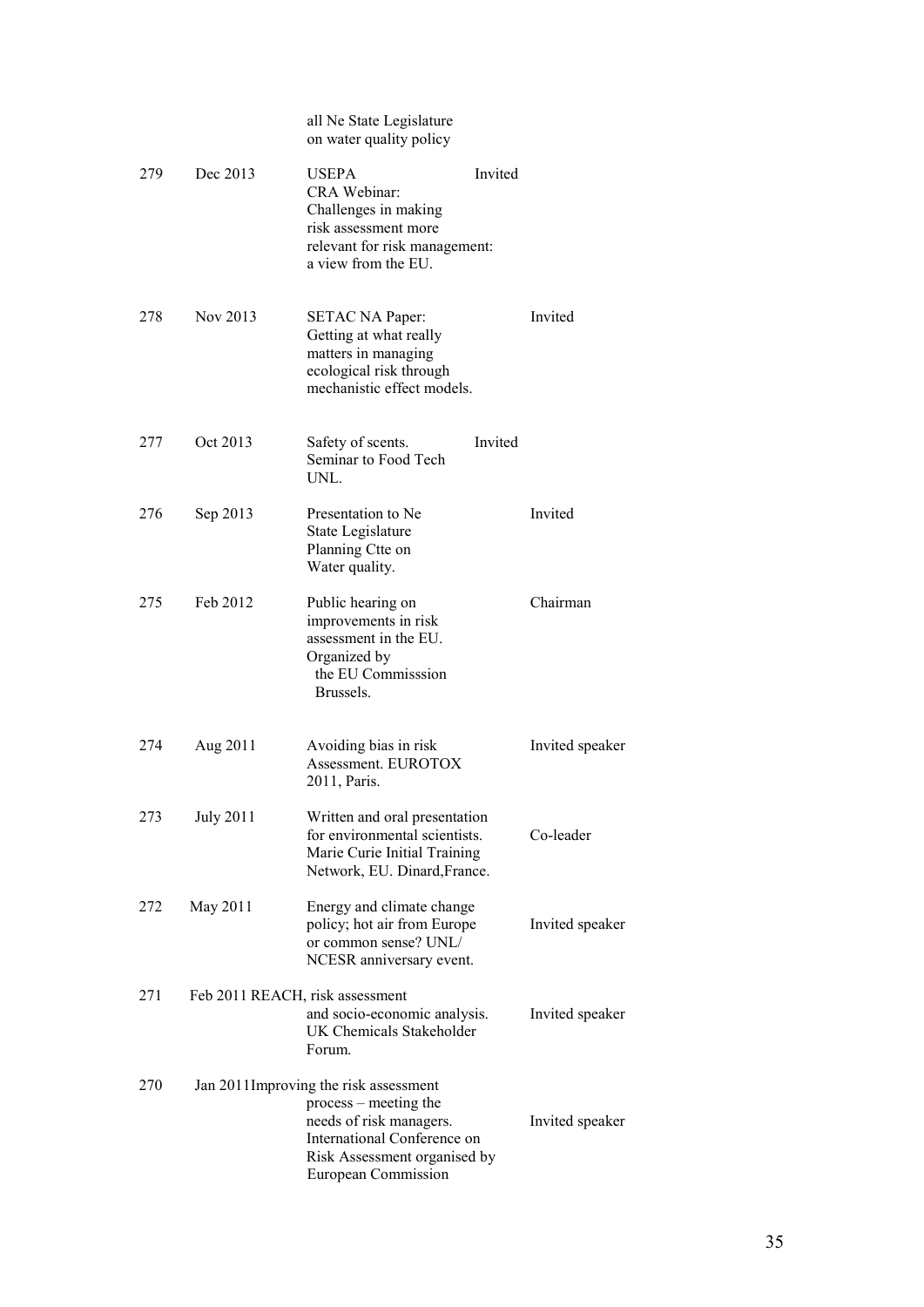all Ne State Legislature on water quality policy

| | | | |
|---|---|---|---|
| 279 | Dec 2013 | USEPA CRA Webinar: Challenges in making risk assessment more relevant for risk management: a view from the EU. | Invited |
| 278 | Nov 2013 | SETAC NA Paper: Getting at what really matters in managing ecological risk through mechanistic effect models. | Invited |
| 277 | Oct 2013 | Safety of scents. Seminar to Food Tech UNL. | Invited |
| 276 | Sep 2013 | Presentation to Ne State Legislature Planning Ctte on Water quality. | Invited |
| 275 | Feb 2012 | Public hearing on improvements in risk assessment in the EU. Organized by the EU Commisssion Brussels. | Chairman |
| 274 | Aug 2011 | Avoiding bias in risk Assessment. EUROTOX 2011, Paris. | Invited speaker |
| 273 | July 2011 | Written and oral presentation for environmental scientists. Marie Curie Initial Training Network, EU. Dinard,France. | Co-leader |
| 272 | May 2011 | Energy and climate change policy; hot air from Europe or common sense? UNL/ NCESR anniversary event. | Invited speaker |
| 271 | Feb 2011 | REACH, risk assessment and socio-economic analysis. UK Chemicals Stakeholder Forum. | Invited speaker |
| 270 | Jan 2011 | Improving the risk assessment process – meeting the needs of risk managers. International Conference on Risk Assessment organised by European Commission | Invited speaker |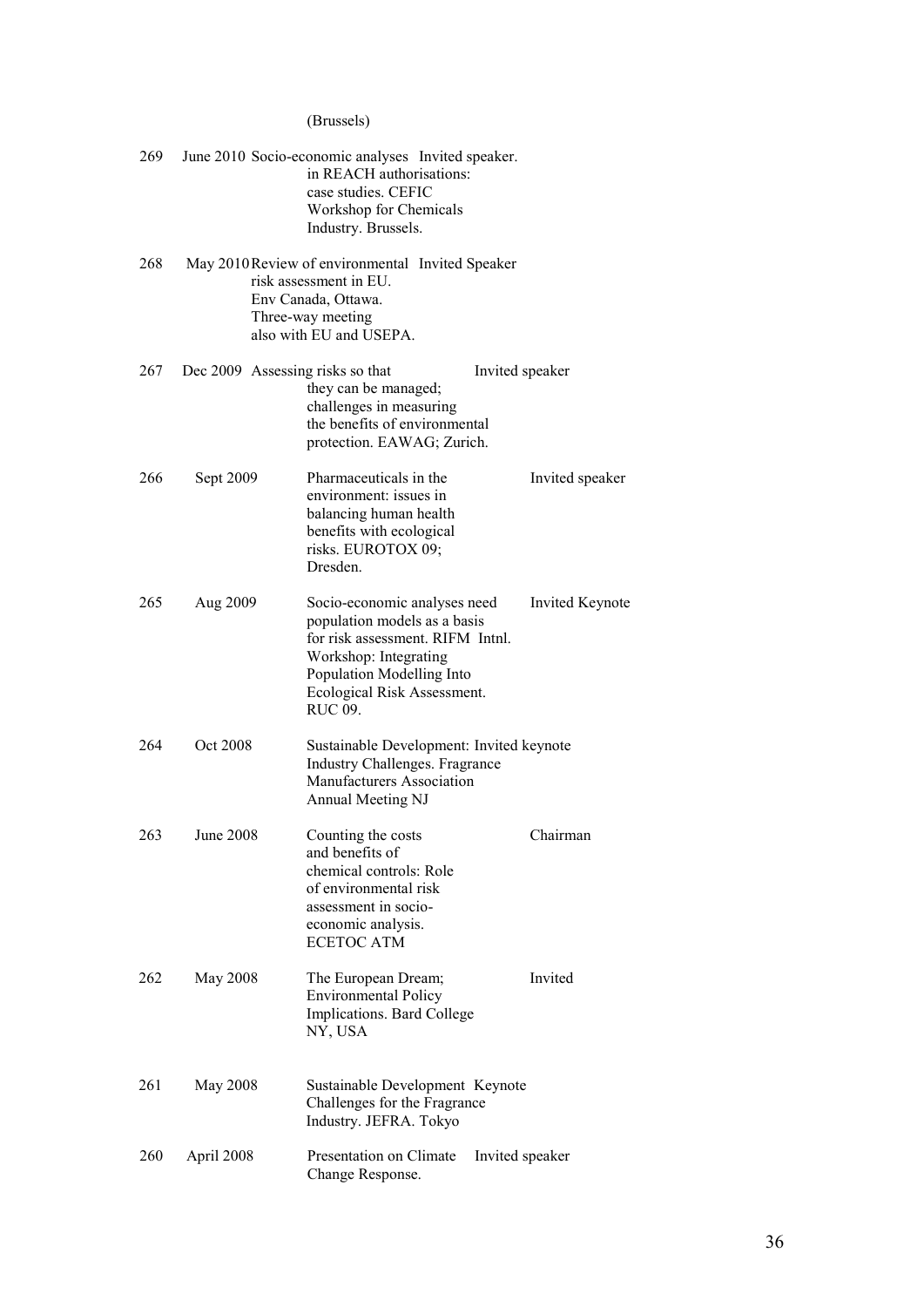(Brussels)

| | | | |
|---|---|---|---|
| 269 | June 2010 | Socio-economic analyses in REACH authorisations: case studies. CEFIC Workshop for Chemicals Industry. Brussels. | Invited speaker. |
| 268 | May 2010 | Review of environmental risk assessment in EU. Env Canada, Ottawa. Three-way meeting also with EU and USEPA. | Invited Speaker |
| 267 | Dec 2009 | Assessing risks so that they can be managed; challenges in measuring the benefits of environmental protection. EAWAG; Zurich. | Invited speaker |
| 266 | Sept 2009 | Pharmaceuticals in the environment: issues in balancing human health benefits with ecological risks. EUROTOX 09; Dresden. | Invited speaker |
| 265 | Aug 2009 | Socio-economic analyses need population models as a basis for risk assessment. RIFM Intnl. Workshop: Integrating Population Modelling Into Ecological Risk Assessment. RUC 09. | Invited Keynote |
| 264 | Oct 2008 | Sustainable Development: Industry Challenges. Fragrance Manufacturers Association Annual Meeting NJ | Invited keynote |
| 263 | June 2008 | Counting the costs and benefits of chemical controls: Role of environmental risk assessment in socio-economic analysis. ECETOC ATM | Chairman |
| 262 | May 2008 | The European Dream; Environmental Policy Implications. Bard College NY, USA | Invited |
| 261 | May 2008 | Sustainable Development Challenges for the Fragrance Industry. JEFRA. Tokyo | Keynote |
| 260 | April 2008 | Presentation on Climate Change Response. | Invited speaker |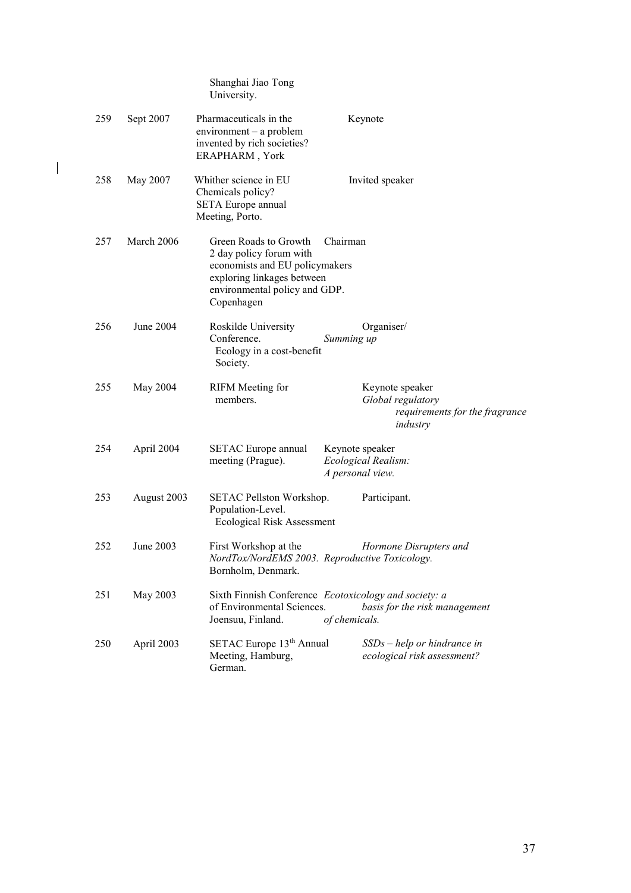| | | | |
|---|---|---|---|
| | | Shanghai Jiao Tong University. | |
| 259 | Sept 2007 | Pharmaceuticals in the environment – a problem invented by rich societies? ERAPHARM , York | Keynote |
| 258 | May 2007 | Whither science in EU Chemicals policy? SETA Europe annual Meeting, Porto. | Invited speaker |
| 257 | March 2006 | Green Roads to Growth 2 day policy forum with economists and EU policymakers exploring linkages between environmental policy and GDP. Copenhagen | Chairman |
| 256 | June 2004 | Roskilde University Conference. Ecology in a cost-benefit Society. | Organiser/ *Summing up* |
| 255 | May 2004 | RIFM Meeting for members. | Keynote speaker *Global regulatory requirements for the fragrance industry* |
| 254 | April 2004 | SETAC Europe annual meeting (Prague). | Keynote speaker *Ecological Realism: A personal view.* |
| 253 | August 2003 | SETAC Pellston Workshop. Population-Level. Ecological Risk Assessment | Participant. |
| 252 | June 2003 | First Workshop at the *NordTox/NordEMS 2003.* Bornholm, Denmark. | *Hormone Disrupters and Reproductive Toxicology.* |
| 251 | May 2003 | Sixth Finnish Conference of Environmental Sciences. Joensuu, Finland. | *Ecotoxicology and society: a basis for the risk management of chemicals.* |
| 250 | April 2003 | SETAC Europe 13th Annual Meeting, Hamburg, German. | *SSDs – help or hindrance in ecological risk assessment?* |